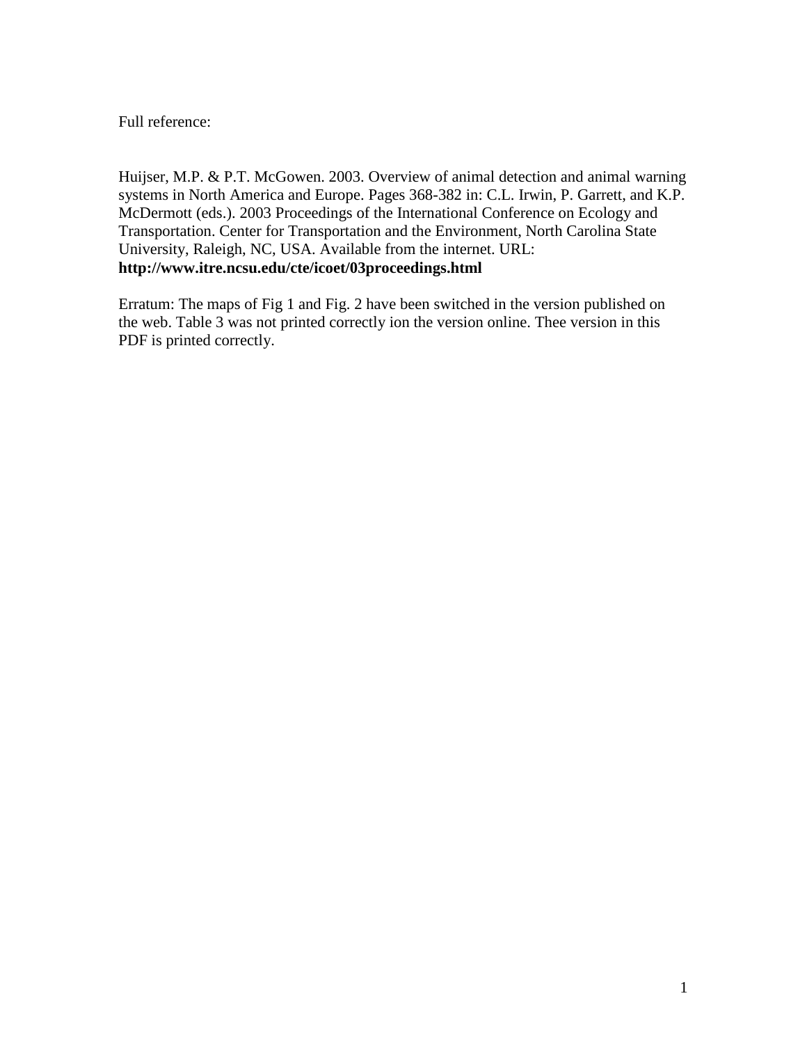Full reference:

Huijser, M.P. & P.T. McGowen. 2003. Overview of animal detection and animal warning systems in North America and Europe. Pages 368-382 in: C.L. Irwin, P. Garrett, and K.P. McDermott (eds.). 2003 Proceedings of the International Conference on Ecology and Transportation. Center for Transportation and the Environment, North Carolina State University, Raleigh, NC, USA. Available from the internet. URL: **http://www.itre.ncsu.edu/cte/icoet/03proceedings.html**

Erratum: The maps of Fig 1 and Fig. 2 have been switched in the version published on the web. Table 3 was not printed correctly ion the version online. Thee version in this PDF is printed correctly.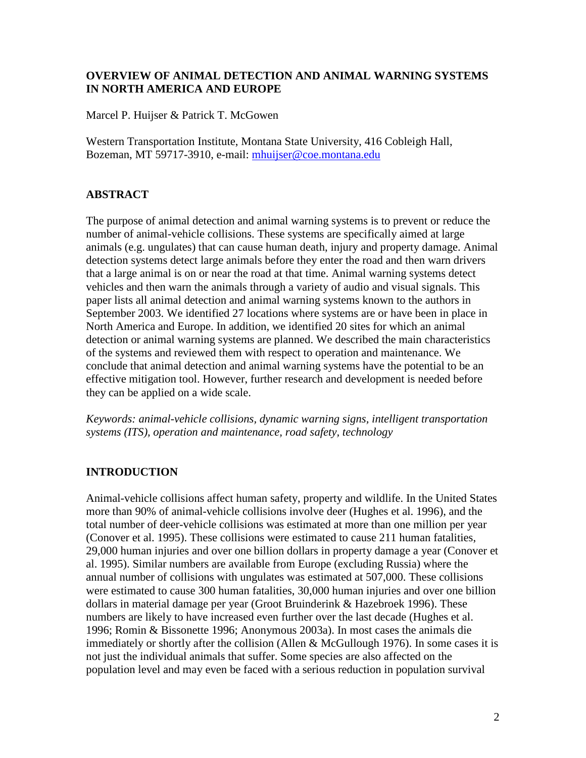# OVERVIEW OF ANIMAL DETECTION AND ANIMAL WARNING SYSTEMS IN NORTH AMERICA AND EUROPE

Marcel P. Huijser & Patrick T. McGowen

Western Transportation Institute, Montana State University, 416 Cobleigh Hall, Bozeman, MT 59717-3910, e-mail: mhuijser@coe.montana.edu

## ABSTRACT

The purpose of animal detection and animal warning systems is to prevent or reduce the number of animal-vehicle collisions. These systems are specifically aimed at large animals (e.g. ungulates) that can cause human death, injury and property damage. Animal detection systems detect large animals before they enter the road and then warn drivers that a large animal is on or near the road at that time. Animal warning systems detect vehicles and then warn the animals through a variety of audio and visual signals. This paper lists all animal detection and animal warning systems known to the authors in September 2003. We identified 27 locations where systems are or have been in place in North America and Europe. In addition, we identified 20 sites for which an animal detection or animal warning systems are planned. We described the main characteristics of the systems and reviewed them with respect to operation and maintenance. We conclude that animal detection and animal warning systems have the potential to be an effective mitigation tool. However, further research and development is needed before they can be applied on a wide scale.

*Keywords: animal-vehicle collisions, dynamic warning signs, intelligent transportation systems (ITS), operation and maintenance, road safety, technology*

## INTRODUCTION

Animal-vehicle collisions affect human safety, property and wildlife. In the United States more than 90% of animal-vehicle collisions involve deer (Hughes et al. 1996), and the total number of deer-vehicle collisions was estimated at more than one million per year (Conover et al. 1995). These collisions were estimated to cause 211 human fatalities, 29,000 human injuries and over one billion dollars in property damage a year (Conover et al. 1995). Similar numbers are available from Europe (excluding Russia) where the annual number of collisions with ungulates was estimated at 507,000. These collisions were estimated to cause 300 human fatalities, 30,000 human injuries and over one billion dollars in material damage per year (Groot Bruinderink & Hazebroek 1996). These numbers are likely to have increased even further over the last decade (Hughes et al. 1996; Romin & Bissonette 1996; Anonymous 2003a). In most cases the animals die immediately or shortly after the collision (Allen & McGullough 1976). In some cases it is not just the individual animals that suffer. Some species are also affected on the population level and may even be faced with a serious reduction in population survival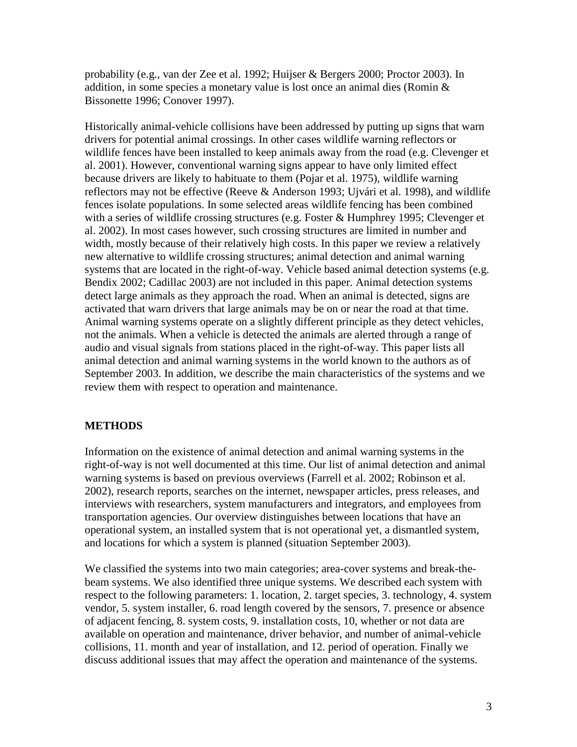probability (e.g., van der Zee et al. 1992; Huijser & Bergers 2000; Proctor 2003). In addition, in some species a monetary value is lost once an animal dies (Romin & Bissonette 1996; Conover 1997).

Historically animal-vehicle collisions have been addressed by putting up signs that warn drivers for potential animal crossings. In other cases wildlife warning reflectors or wildlife fences have been installed to keep animals away from the road (e.g. Clevenger et al. 2001). However, conventional warning signs appear to have only limited effect because drivers are likely to habituate to them (Pojar et al. 1975), wildlife warning reflectors may not be effective (Reeve & Anderson 1993; Ujvári et al. 1998), and wildlife fences isolate populations. In some selected areas wildlife fencing has been combined with a series of wildlife crossing structures (e.g. Foster & Humphrey 1995; Clevenger et al. 2002). In most cases however, such crossing structures are limited in number and width, mostly because of their relatively high costs. In this paper we review a relatively new alternative to wildlife crossing structures; animal detection and animal warning systems that are located in the right-of-way. Vehicle based animal detection systems (e.g. Bendix 2002; Cadillac 2003) are not included in this paper. Animal detection systems detect large animals as they approach the road. When an animal is detected, signs are activated that warn drivers that large animals may be on or near the road at that time. Animal warning systems operate on a slightly different principle as they detect vehicles, not the animals. When a vehicle is detected the animals are alerted through a range of audio and visual signals from stations placed in the right-of-way. This paper lists all animal detection and animal warning systems in the world known to the authors as of September 2003. In addition, we describe the main characteristics of the systems and we review them with respect to operation and maintenance.

## METHODS

Information on the existence of animal detection and animal warning systems in the right-of-way is not well documented at this time. Our list of animal detection and animal warning systems is based on previous overviews (Farrell et al. 2002; Robinson et al. 2002), research reports, searches on the internet, newspaper articles, press releases, and interviews with researchers, system manufacturers and integrators, and employees from transportation agencies. Our overview distinguishes between locations that have an operational system, an installed system that is not operational yet, a dismantled system, and locations for which a system is planned (situation September 2003).

We classified the systems into two main categories; area-cover systems and break-the-beam systems. We also identified three unique systems. We described each system with respect to the following parameters: 1. location, 2. target species, 3. technology, 4. system vendor, 5. system installer, 6. road length covered by the sensors, 7. presence or absence of adjacent fencing, 8. system costs, 9. installation costs, 10, whether or not data are available on operation and maintenance, driver behavior, and number of animal-vehicle collisions, 11. month and year of installation, and 12. period of operation. Finally we discuss additional issues that may affect the operation and maintenance of the systems.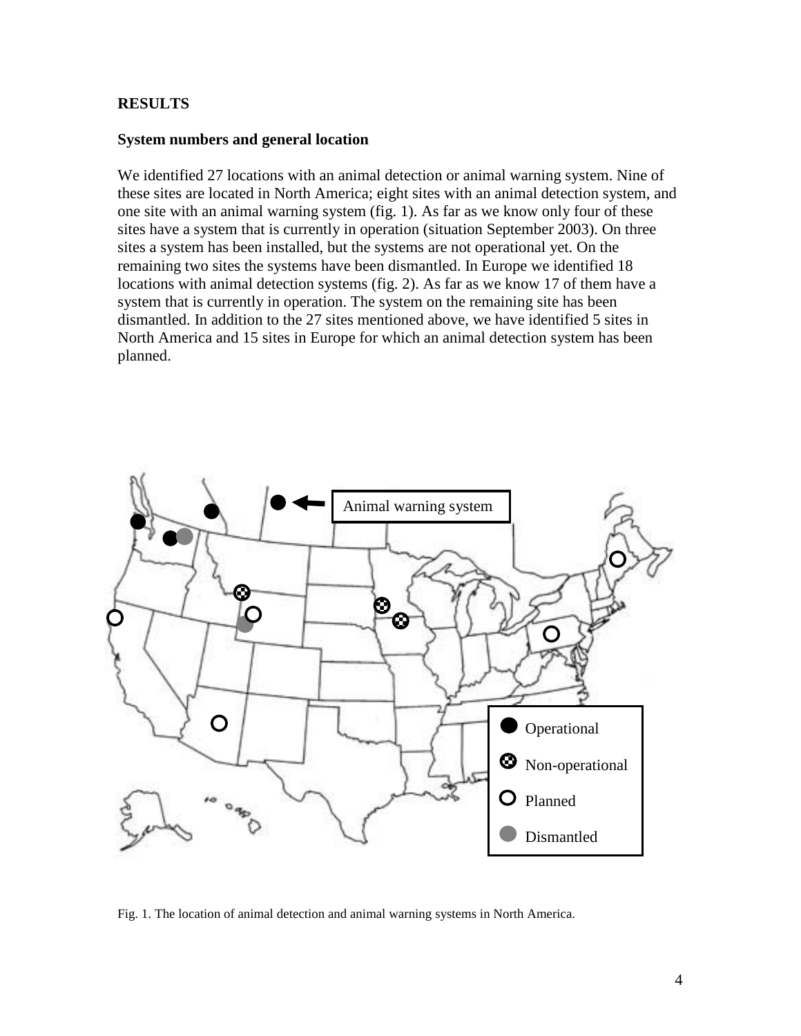## RESULTS

### System numbers and general location

We identified 27 locations with an animal detection or animal warning system. Nine of these sites are located in North America; eight sites with an animal detection system, and one site with an animal warning system (fig. 1). As far as we know only four of these sites have a system that is currently in operation (situation September 2003). On three sites a system has been installed, but the systems are not operational yet. On the remaining two sites the systems have been dismantled. In Europe we identified 18 locations with animal detection systems (fig. 2). As far as we know 17 of them have a system that is currently in operation. The system on the remaining site has been dismantled. In addition to the 27 sites mentioned above, we have identified 5 sites in North America and 15 sites in Europe for which an animal detection system has been planned.

Fig. 1. The location of animal detection and animal warning systems in North America.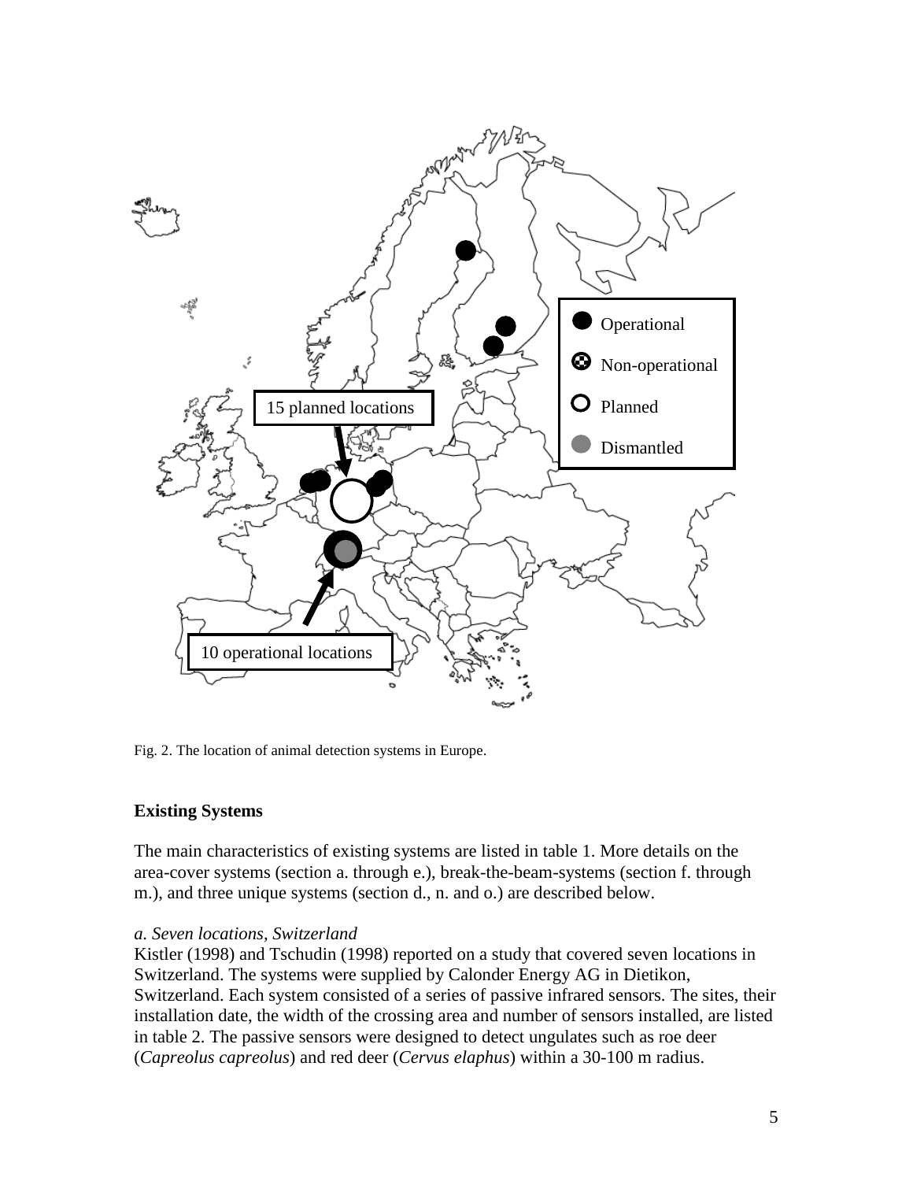Fig. 2. The location of animal detection systems in Europe.

### Existing Systems

The main characteristics of existing systems are listed in table 1. More details on the area-cover systems (section a. through e.), break-the-beam-systems (section f. through m.), and three unique systems (section d., n. and o.) are described below.

*a. Seven locations, Switzerland*

Kistler (1998) and Tschudin (1998) reported on a study that covered seven locations in Switzerland. The systems were supplied by Calonder Energy AG in Dietikon, Switzerland. Each system consisted of a series of passive infrared sensors. The sites, their installation date, the width of the crossing area and number of sensors installed, are listed in table 2. The passive sensors were designed to detect ungulates such as roe deer (*Capreolus capreolus*) and red deer (*Cervus elaphus*) within a 30-100 m radius.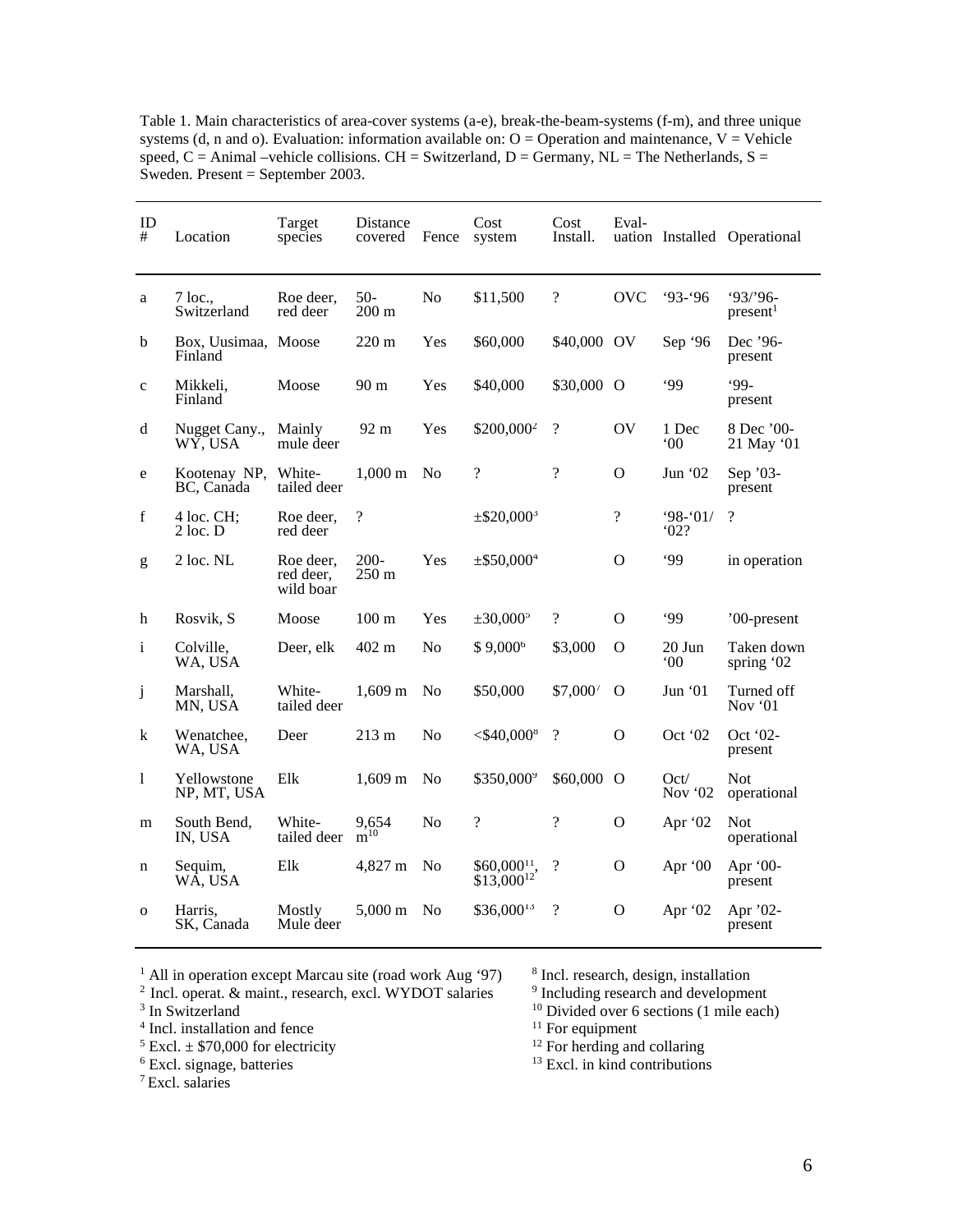Table 1. Main characteristics of area-cover systems (a-e), break-the-beam-systems (f-m), and three unique systems (d, n and o). Evaluation: information available on: O = Operation and maintenance, V = Vehicle speed, C = Animal –vehicle collisions. CH = Switzerland, D = Germany, NL = The Netherlands, S = Sweden. Present = September 2003.

| ID # | Location | Target species | Distance covered | Fence | Cost system | Cost Install. | Evaluation | Installed | Operational |
|---|---|---|---|---|---|---|---|---|---|
| a | 7 loc., Switzerland | Roe deer, red deer | 50-200 m | No | $11,500 | ? | OVC | '93-'96 | '93/'96-present[1] |
| b | Box, Uusimaa, Finland | Moose | 220 m | Yes | $60,000 | $40,000 | OV | Sep '96 | Dec '96-present |
| c | Mikkeli, Finland | Moose | 90 m | Yes | $40,000 | $30,000 | O | '99 | '99-present |
| d | Nugget Cany., WY, USA | Mainly mule deer | 92 m | Yes | $200,000[2] | ? | OV | 1 Dec '00 | 8 Dec '00-21 May '01 |
| e | Kootenay NP, BC, Canada | White-tailed deer | 1,000 m | No | ? | ? | O | Jun '02 | Sep '03-present |
| f | 4 loc. CH; 2 loc. D | Roe deer, red deer | ? | | ±$20,000[3] | | ? | '98-'01/ '02? | ? |
| g | 2 loc. NL | Roe deer, red deer, wild boar | 200-250 m | Yes | ±$50,000[4] | | O | '99 | in operation |
| h | Rosvik, S | Moose | 100 m | Yes | ±30,000[5] | ? | O | '99 | '00-present |
| i | Colville, WA, USA | Deer, elk | 402 m | No | $ 9,000[6] | $3,000 | O | 20 Jun '00 | Taken down spring '02 |
| j | Marshall, MN, USA | White-tailed deer | 1,609 m | No | $50,000 | $7,000[7] | O | Jun '01 | Turned off Nov '01 |
| k | Wenatchee, WA, USA | Deer | 213 m | No | <$40,000[8] | ? | O | Oct '02 | Oct '02-present |
| l | Yellowstone NP, MT, USA | Elk | 1,609 m | No | $350,000[9] | $60,000 | O | Oct/ Nov '02 | Not operational |
| m | South Bend, IN, USA | White-tailed deer | 9,654 m[10] | No | ? | ? | O | Apr '02 | Not operational |
| n | Sequim, WA, USA | Elk | 4,827 m | No | $60,000[11], $13,000[12] | ? | O | Apr '00 | Apr '00-present |
| o | Harris, SK, Canada | Mostly Mule deer | 5,000 m | No | $36,000[13] | ? | O | Apr '02 | Apr '02-present |

[1] All in operation except Marcau site (road work Aug '97)
[2] Incl. operat. & maint., research, excl. WYDOT salaries
[3] In Switzerland
[4] Incl. installation and fence
[5] Excl. ± $70,000 for electricity
[6] Excl. signage, batteries
[7] Excl. salaries
[8] Incl. research, design, installation
[9] Including research and development
[10] Divided over 6 sections (1 mile each)
[11] For equipment
[12] For herding and collaring
[13] Excl. in kind contributions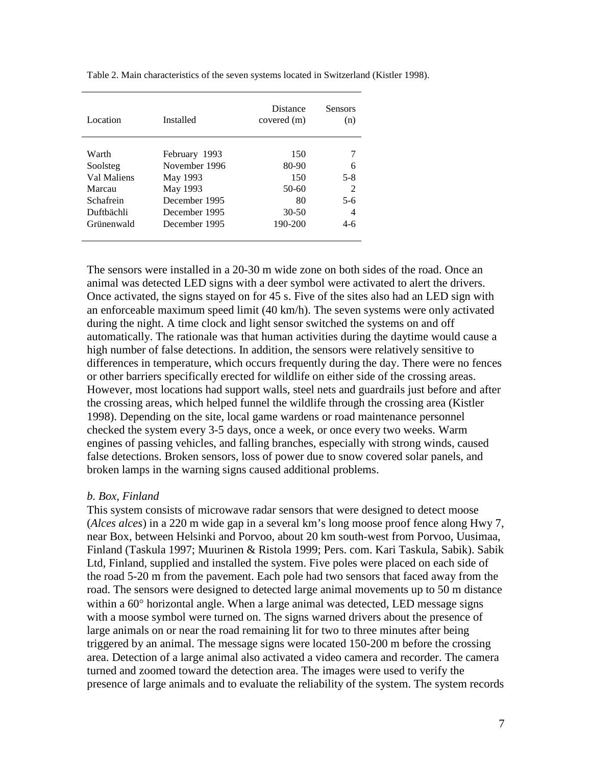Table 2. Main characteristics of the seven systems located in Switzerland (Kistler 1998).

| Location | Installed | Distance covered (m) | Sensors (n) |
|---|---|---|---|
| Warth | February 1993 | 150 | 7 |
| Soolsteg | November 1996 | 80-90 | 6 |
| Val Maliens | May 1993 | 150 | 5-8 |
| Marcau | May 1993 | 50-60 | 2 |
| Schafrein | December 1995 | 80 | 5-6 |
| Duftbächli | December 1995 | 30-50 | 4 |
| Grünenwald | December 1995 | 190-200 | 4-6 |

The sensors were installed in a 20-30 m wide zone on both sides of the road. Once an animal was detected LED signs with a deer symbol were activated to alert the drivers. Once activated, the signs stayed on for 45 s. Five of the sites also had an LED sign with an enforceable maximum speed limit (40 km/h). The seven systems were only activated during the night. A time clock and light sensor switched the systems on and off automatically. The rationale was that human activities during the daytime would cause a high number of false detections. In addition, the sensors were relatively sensitive to differences in temperature, which occurs frequently during the day. There were no fences or other barriers specifically erected for wildlife on either side of the crossing areas. However, most locations had support walls, steel nets and guardrails just before and after the crossing areas, which helped funnel the wildlife through the crossing area (Kistler 1998). Depending on the site, local game wardens or road maintenance personnel checked the system every 3-5 days, once a week, or once every two weeks. Warm engines of passing vehicles, and falling branches, especially with strong winds, caused false detections. Broken sensors, loss of power due to snow covered solar panels, and broken lamps in the warning signs caused additional problems.

*b. Box, Finland*

This system consists of microwave radar sensors that were designed to detect moose (*Alces alces*) in a 220 m wide gap in a several km's long moose proof fence along Hwy 7, near Box, between Helsinki and Porvoo, about 20 km south-west from Porvoo, Uusimaa, Finland (Taskula 1997; Muurinen & Ristola 1999; Pers. com. Kari Taskula, Sabik). Sabik Ltd, Finland, supplied and installed the system. Five poles were placed on each side of the road 5-20 m from the pavement. Each pole had two sensors that faced away from the road. The sensors were designed to detected large animal movements up to 50 m distance within a 60° horizontal angle. When a large animal was detected, LED message signs with a moose symbol were turned on. The signs warned drivers about the presence of large animals on or near the road remaining lit for two to three minutes after being triggered by an animal. The message signs were located 150-200 m before the crossing area. Detection of a large animal also activated a video camera and recorder. The camera turned and zoomed toward the detection area. The images were used to verify the presence of large animals and to evaluate the reliability of the system. The system records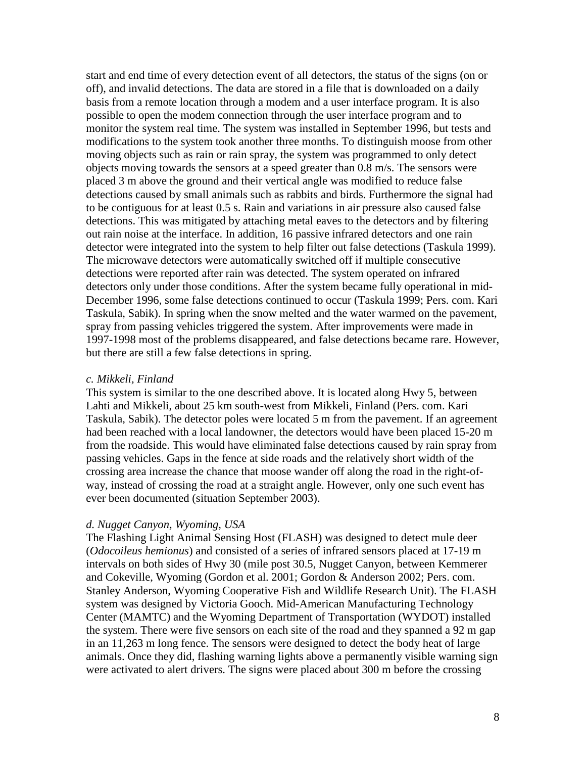start and end time of every detection event of all detectors, the status of the signs (on or off), and invalid detections. The data are stored in a file that is downloaded on a daily basis from a remote location through a modem and a user interface program. It is also possible to open the modem connection through the user interface program and to monitor the system real time. The system was installed in September 1996, but tests and modifications to the system took another three months. To distinguish moose from other moving objects such as rain or rain spray, the system was programmed to only detect objects moving towards the sensors at a speed greater than 0.8 m/s. The sensors were placed 3 m above the ground and their vertical angle was modified to reduce false detections caused by small animals such as rabbits and birds. Furthermore the signal had to be contiguous for at least 0.5 s. Rain and variations in air pressure also caused false detections. This was mitigated by attaching metal eaves to the detectors and by filtering out rain noise at the interface. In addition, 16 passive infrared detectors and one rain detector were integrated into the system to help filter out false detections (Taskula 1999). The microwave detectors were automatically switched off if multiple consecutive detections were reported after rain was detected. The system operated on infrared detectors only under those conditions. After the system became fully operational in mid-December 1996, some false detections continued to occur (Taskula 1999; Pers. com. Kari Taskula, Sabik). In spring when the snow melted and the water warmed on the pavement, spray from passing vehicles triggered the system. After improvements were made in 1997-1998 most of the problems disappeared, and false detections became rare. However, but there are still a few false detections in spring.

*c. Mikkeli, Finland*

This system is similar to the one described above. It is located along Hwy 5, between Lahti and Mikkeli, about 25 km south-west from Mikkeli, Finland (Pers. com. Kari Taskula, Sabik). The detector poles were located 5 m from the pavement. If an agreement had been reached with a local landowner, the detectors would have been placed 15-20 m from the roadside. This would have eliminated false detections caused by rain spray from passing vehicles. Gaps in the fence at side roads and the relatively short width of the crossing area increase the chance that moose wander off along the road in the right-of-way, instead of crossing the road at a straight angle. However, only one such event has ever been documented (situation September 2003).

*d. Nugget Canyon, Wyoming, USA*

The Flashing Light Animal Sensing Host (FLASH) was designed to detect mule deer (*Odocoileus hemionus*) and consisted of a series of infrared sensors placed at 17-19 m intervals on both sides of Hwy 30 (mile post 30.5, Nugget Canyon, between Kemmerer and Cokeville, Wyoming (Gordon et al. 2001; Gordon & Anderson 2002; Pers. com. Stanley Anderson, Wyoming Cooperative Fish and Wildlife Research Unit). The FLASH system was designed by Victoria Gooch. Mid-American Manufacturing Technology Center (MAMTC) and the Wyoming Department of Transportation (WYDOT) installed the system. There were five sensors on each site of the road and they spanned a 92 m gap in an 11,263 m long fence. The sensors were designed to detect the body heat of large animals. Once they did, flashing warning lights above a permanently visible warning sign were activated to alert drivers. The signs were placed about 300 m before the crossing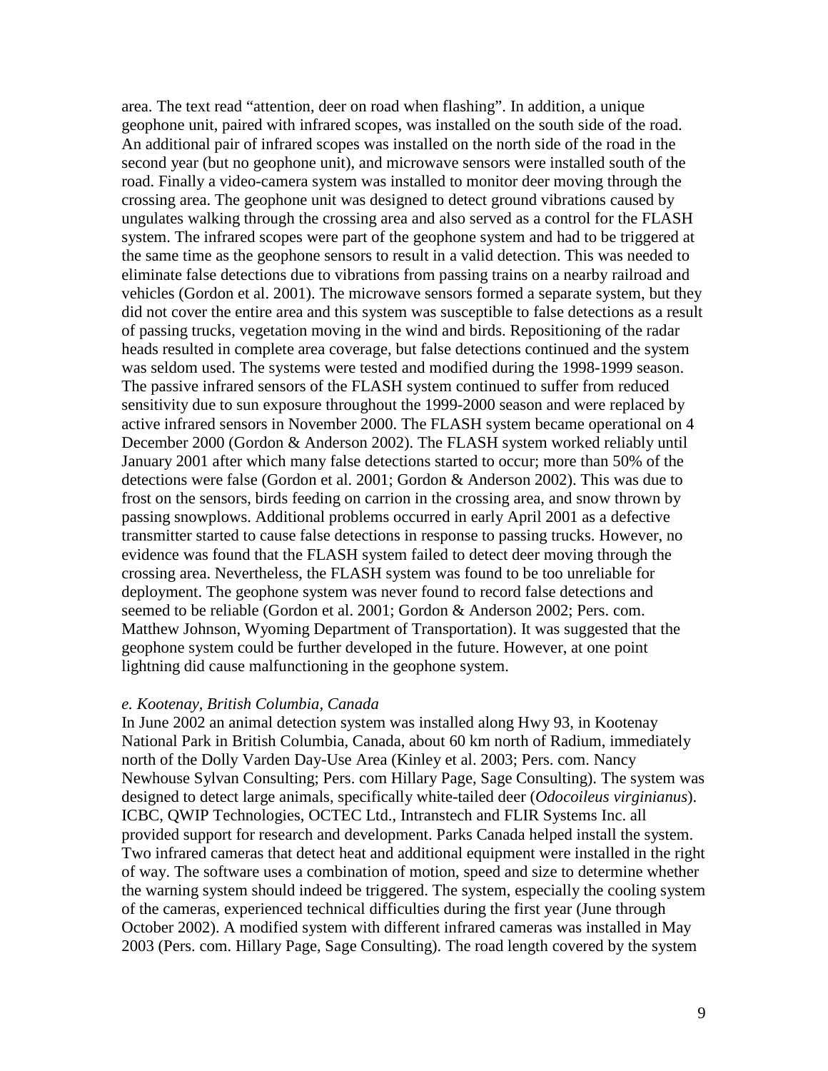area. The text read “attention, deer on road when flashing”. In addition, a unique geophone unit, paired with infrared scopes, was installed on the south side of the road. An additional pair of infrared scopes was installed on the north side of the road in the second year (but no geophone unit), and microwave sensors were installed south of the road. Finally a video-camera system was installed to monitor deer moving through the crossing area. The geophone unit was designed to detect ground vibrations caused by ungulates walking through the crossing area and also served as a control for the FLASH system. The infrared scopes were part of the geophone system and had to be triggered at the same time as the geophone sensors to result in a valid detection. This was needed to eliminate false detections due to vibrations from passing trains on a nearby railroad and vehicles (Gordon et al. 2001). The microwave sensors formed a separate system, but they did not cover the entire area and this system was susceptible to false detections as a result of passing trucks, vegetation moving in the wind and birds. Repositioning of the radar heads resulted in complete area coverage, but false detections continued and the system was seldom used. The systems were tested and modified during the 1998-1999 season. The passive infrared sensors of the FLASH system continued to suffer from reduced sensitivity due to sun exposure throughout the 1999-2000 season and were replaced by active infrared sensors in November 2000. The FLASH system became operational on 4 December 2000 (Gordon & Anderson 2002). The FLASH system worked reliably until January 2001 after which many false detections started to occur; more than 50% of the detections were false (Gordon et al. 2001; Gordon & Anderson 2002). This was due to frost on the sensors, birds feeding on carrion in the crossing area, and snow thrown by passing snowplows. Additional problems occurred in early April 2001 as a defective transmitter started to cause false detections in response to passing trucks. However, no evidence was found that the FLASH system failed to detect deer moving through the crossing area. Nevertheless, the FLASH system was found to be too unreliable for deployment. The geophone system was never found to record false detections and seemed to be reliable (Gordon et al. 2001; Gordon & Anderson 2002; Pers. com. Matthew Johnson, Wyoming Department of Transportation). It was suggested that the geophone system could be further developed in the future. However, at one point lightning did cause malfunctioning in the geophone system.

*e. Kootenay, British Columbia, Canada*

In June 2002 an animal detection system was installed along Hwy 93, in Kootenay National Park in British Columbia, Canada, about 60 km north of Radium, immediately north of the Dolly Varden Day-Use Area (Kinley et al. 2003; Pers. com. Nancy Newhouse Sylvan Consulting; Pers. com Hillary Page, Sage Consulting). The system was designed to detect large animals, specifically white-tailed deer (*Odocoileus virginianus*). ICBC, QWIP Technologies, OCTEC Ltd., Intranstech and FLIR Systems Inc. all provided support for research and development. Parks Canada helped install the system. Two infrared cameras that detect heat and additional equipment were installed in the right of way. The software uses a combination of motion, speed and size to determine whether the warning system should indeed be triggered. The system, especially the cooling system of the cameras, experienced technical difficulties during the first year (June through October 2002). A modified system with different infrared cameras was installed in May 2003 (Pers. com. Hillary Page, Sage Consulting). The road length covered by the system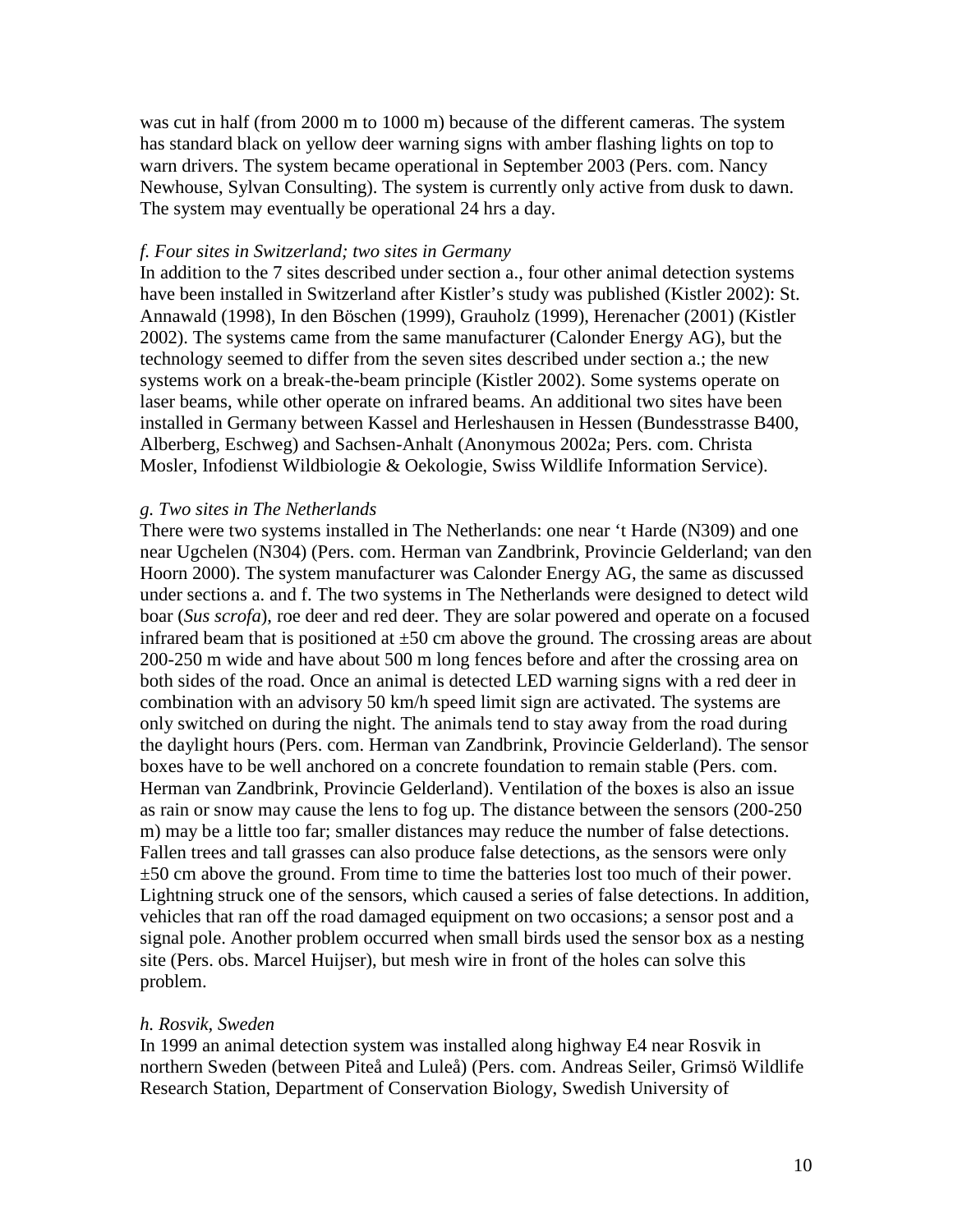was cut in half (from 2000 m to 1000 m) because of the different cameras. The system has standard black on yellow deer warning signs with amber flashing lights on top to warn drivers. The system became operational in September 2003 (Pers. com. Nancy Newhouse, Sylvan Consulting). The system is currently only active from dusk to dawn. The system may eventually be operational 24 hrs a day.

*f. Four sites in Switzerland; two sites in Germany*

In addition to the 7 sites described under section a., four other animal detection systems have been installed in Switzerland after Kistler's study was published (Kistler 2002): St. Annawald (1998), In den Böschen (1999), Grauholz (1999), Herenacher (2001) (Kistler 2002). The systems came from the same manufacturer (Calonder Energy AG), but the technology seemed to differ from the seven sites described under section a.; the new systems work on a break-the-beam principle (Kistler 2002). Some systems operate on laser beams, while other operate on infrared beams. An additional two sites have been installed in Germany between Kassel and Herleshausen in Hessen (Bundesstrasse B400, Alberberg, Eschweg) and Sachsen-Anhalt (Anonymous 2002a; Pers. com. Christa Mosler, Infodienst Wildbiologie & Oekologie, Swiss Wildlife Information Service).

*g. Two sites in The Netherlands*

There were two systems installed in The Netherlands: one near 't Harde (N309) and one near Ugchelen (N304) (Pers. com. Herman van Zandbrink, Provincie Gelderland; van den Hoorn 2000). The system manufacturer was Calonder Energy AG, the same as discussed under sections a. and f. The two systems in The Netherlands were designed to detect wild boar (*Sus scrofa*), roe deer and red deer. They are solar powered and operate on a focused infrared beam that is positioned at ±50 cm above the ground. The crossing areas are about 200-250 m wide and have about 500 m long fences before and after the crossing area on both sides of the road. Once an animal is detected LED warning signs with a red deer in combination with an advisory 50 km/h speed limit sign are activated. The systems are only switched on during the night. The animals tend to stay away from the road during the daylight hours (Pers. com. Herman van Zandbrink, Provincie Gelderland). The sensor boxes have to be well anchored on a concrete foundation to remain stable (Pers. com. Herman van Zandbrink, Provincie Gelderland). Ventilation of the boxes is also an issue as rain or snow may cause the lens to fog up. The distance between the sensors (200-250 m) may be a little too far; smaller distances may reduce the number of false detections. Fallen trees and tall grasses can also produce false detections, as the sensors were only ±50 cm above the ground. From time to time the batteries lost too much of their power. Lightning struck one of the sensors, which caused a series of false detections. In addition, vehicles that ran off the road damaged equipment on two occasions; a sensor post and a signal pole. Another problem occurred when small birds used the sensor box as a nesting site (Pers. obs. Marcel Huijser), but mesh wire in front of the holes can solve this problem.

*h. Rosvik, Sweden*

In 1999 an animal detection system was installed along highway E4 near Rosvik in northern Sweden (between Piteå and Luleå) (Pers. com. Andreas Seiler, Grimsö Wildlife Research Station, Department of Conservation Biology, Swedish University of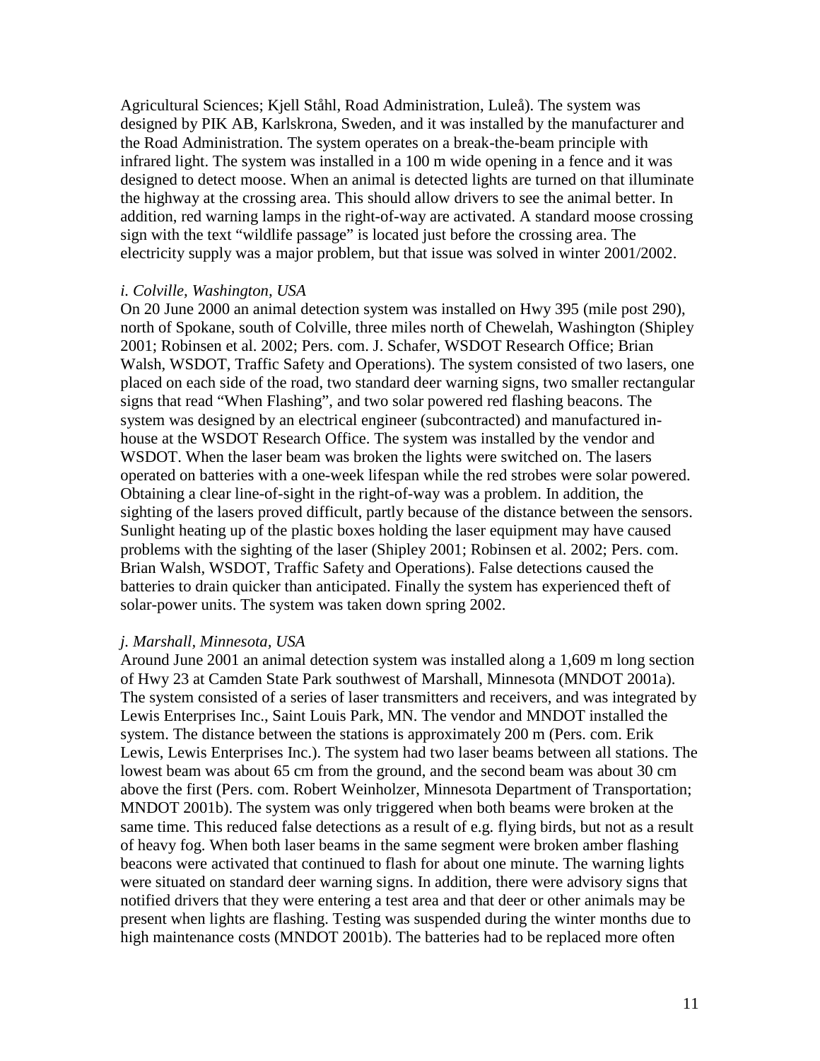Agricultural Sciences; Kjell Ståhl, Road Administration, Luleå). The system was designed by PIK AB, Karlskrona, Sweden, and it was installed by the manufacturer and the Road Administration. The system operates on a break-the-beam principle with infrared light. The system was installed in a 100 m wide opening in a fence and it was designed to detect moose. When an animal is detected lights are turned on that illuminate the highway at the crossing area. This should allow drivers to see the animal better. In addition, red warning lamps in the right-of-way are activated. A standard moose crossing sign with the text "wildlife passage" is located just before the crossing area. The electricity supply was a major problem, but that issue was solved in winter 2001/2002.

*i. Colville, Washington, USA*

On 20 June 2000 an animal detection system was installed on Hwy 395 (mile post 290), north of Spokane, south of Colville, three miles north of Chewelah, Washington (Shipley 2001; Robinsen et al. 2002; Pers. com. J. Schafer, WSDOT Research Office; Brian Walsh, WSDOT, Traffic Safety and Operations). The system consisted of two lasers, one placed on each side of the road, two standard deer warning signs, two smaller rectangular signs that read "When Flashing", and two solar powered red flashing beacons. The system was designed by an electrical engineer (subcontracted) and manufactured in-house at the WSDOT Research Office. The system was installed by the vendor and WSDOT. When the laser beam was broken the lights were switched on. The lasers operated on batteries with a one-week lifespan while the red strobes were solar powered. Obtaining a clear line-of-sight in the right-of-way was a problem. In addition, the sighting of the lasers proved difficult, partly because of the distance between the sensors. Sunlight heating up of the plastic boxes holding the laser equipment may have caused problems with the sighting of the laser (Shipley 2001; Robinsen et al. 2002; Pers. com. Brian Walsh, WSDOT, Traffic Safety and Operations). False detections caused the batteries to drain quicker than anticipated. Finally the system has experienced theft of solar-power units. The system was taken down spring 2002.

*j. Marshall, Minnesota, USA*

Around June 2001 an animal detection system was installed along a 1,609 m long section of Hwy 23 at Camden State Park southwest of Marshall, Minnesota (MNDOT 2001a). The system consisted of a series of laser transmitters and receivers, and was integrated by Lewis Enterprises Inc., Saint Louis Park, MN. The vendor and MNDOT installed the system. The distance between the stations is approximately 200 m (Pers. com. Erik Lewis, Lewis Enterprises Inc.). The system had two laser beams between all stations. The lowest beam was about 65 cm from the ground, and the second beam was about 30 cm above the first (Pers. com. Robert Weinholzer, Minnesota Department of Transportation; MNDOT 2001b). The system was only triggered when both beams were broken at the same time. This reduced false detections as a result of e.g. flying birds, but not as a result of heavy fog. When both laser beams in the same segment were broken amber flashing beacons were activated that continued to flash for about one minute. The warning lights were situated on standard deer warning signs. In addition, there were advisory signs that notified drivers that they were entering a test area and that deer or other animals may be present when lights are flashing. Testing was suspended during the winter months due to high maintenance costs (MNDOT 2001b). The batteries had to be replaced more often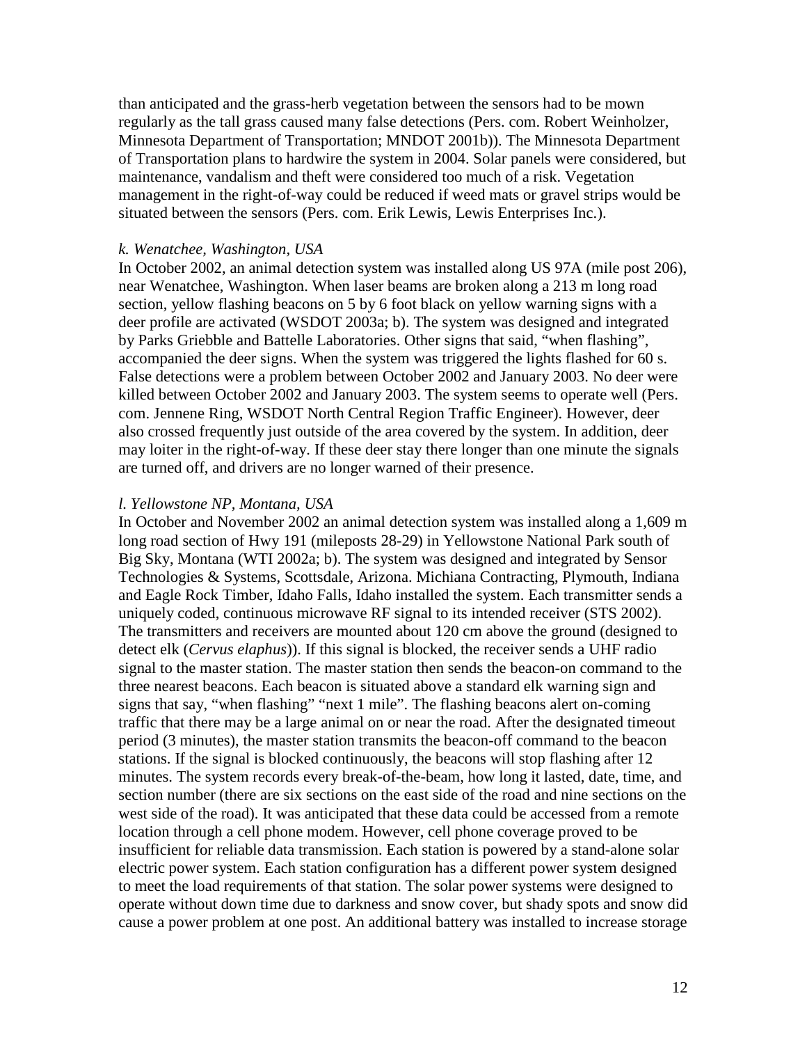than anticipated and the grass-herb vegetation between the sensors had to be mown regularly as the tall grass caused many false detections (Pers. com. Robert Weinholzer, Minnesota Department of Transportation; MNDOT 2001b)). The Minnesota Department of Transportation plans to hardwire the system in 2004. Solar panels were considered, but maintenance, vandalism and theft were considered too much of a risk. Vegetation management in the right-of-way could be reduced if weed mats or gravel strips would be situated between the sensors (Pers. com. Erik Lewis, Lewis Enterprises Inc.).

*k. Wenatchee, Washington, USA*

In October 2002, an animal detection system was installed along US 97A (mile post 206), near Wenatchee, Washington. When laser beams are broken along a 213 m long road section, yellow flashing beacons on 5 by 6 foot black on yellow warning signs with a deer profile are activated (WSDOT 2003a; b). The system was designed and integrated by Parks Griebble and Battelle Laboratories. Other signs that said, "when flashing", accompanied the deer signs. When the system was triggered the lights flashed for 60 s. False detections were a problem between October 2002 and January 2003. No deer were killed between October 2002 and January 2003. The system seems to operate well (Pers. com. Jennene Ring, WSDOT North Central Region Traffic Engineer). However, deer also crossed frequently just outside of the area covered by the system. In addition, deer may loiter in the right-of-way. If these deer stay there longer than one minute the signals are turned off, and drivers are no longer warned of their presence.

*l. Yellowstone NP, Montana, USA*

In October and November 2002 an animal detection system was installed along a 1,609 m long road section of Hwy 191 (mileposts 28-29) in Yellowstone National Park south of Big Sky, Montana (WTI 2002a; b). The system was designed and integrated by Sensor Technologies & Systems, Scottsdale, Arizona. Michiana Contracting, Plymouth, Indiana and Eagle Rock Timber, Idaho Falls, Idaho installed the system. Each transmitter sends a uniquely coded, continuous microwave RF signal to its intended receiver (STS 2002). The transmitters and receivers are mounted about 120 cm above the ground (designed to detect elk (*Cervus elaphus*)). If this signal is blocked, the receiver sends a UHF radio signal to the master station. The master station then sends the beacon-on command to the three nearest beacons. Each beacon is situated above a standard elk warning sign and signs that say, "when flashing" "next 1 mile". The flashing beacons alert on-coming traffic that there may be a large animal on or near the road. After the designated timeout period (3 minutes), the master station transmits the beacon-off command to the beacon stations. If the signal is blocked continuously, the beacons will stop flashing after 12 minutes. The system records every break-of-the-beam, how long it lasted, date, time, and section number (there are six sections on the east side of the road and nine sections on the west side of the road). It was anticipated that these data could be accessed from a remote location through a cell phone modem. However, cell phone coverage proved to be insufficient for reliable data transmission. Each station is powered by a stand-alone solar electric power system. Each station configuration has a different power system designed to meet the load requirements of that station. The solar power systems were designed to operate without down time due to darkness and snow cover, but shady spots and snow did cause a power problem at one post. An additional battery was installed to increase storage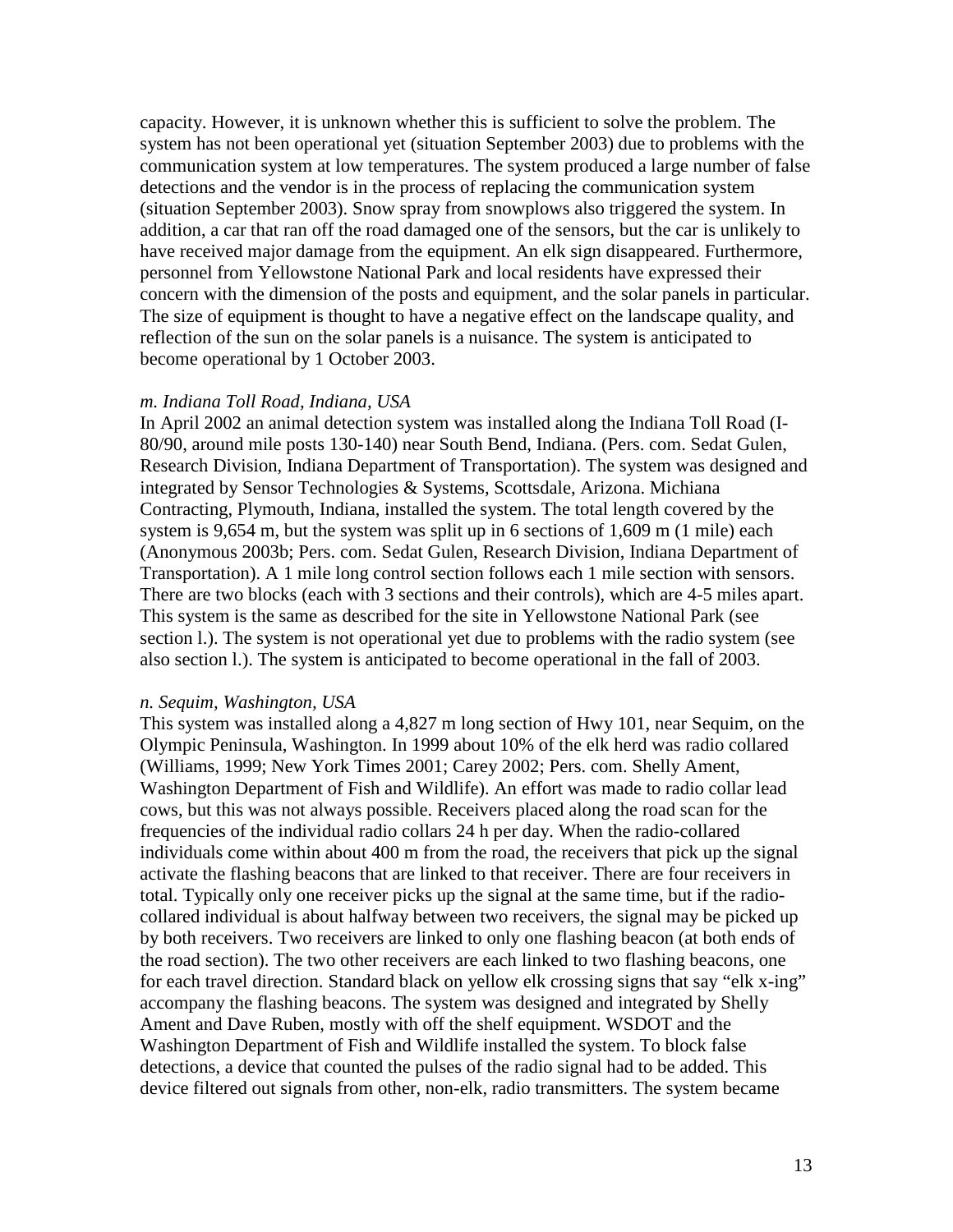capacity. However, it is unknown whether this is sufficient to solve the problem. The system has not been operational yet (situation September 2003) due to problems with the communication system at low temperatures. The system produced a large number of false detections and the vendor is in the process of replacing the communication system (situation September 2003). Snow spray from snowplows also triggered the system. In addition, a car that ran off the road damaged one of the sensors, but the car is unlikely to have received major damage from the equipment. An elk sign disappeared. Furthermore, personnel from Yellowstone National Park and local residents have expressed their concern with the dimension of the posts and equipment, and the solar panels in particular. The size of equipment is thought to have a negative effect on the landscape quality, and reflection of the sun on the solar panels is a nuisance. The system is anticipated to become operational by 1 October 2003.

*m. Indiana Toll Road, Indiana, USA*

In April 2002 an animal detection system was installed along the Indiana Toll Road (I-80/90, around mile posts 130-140) near South Bend, Indiana. (Pers. com. Sedat Gulen, Research Division, Indiana Department of Transportation). The system was designed and integrated by Sensor Technologies & Systems, Scottsdale, Arizona. Michiana Contracting, Plymouth, Indiana, installed the system. The total length covered by the system is 9,654 m, but the system was split up in 6 sections of 1,609 m (1 mile) each (Anonymous 2003b; Pers. com. Sedat Gulen, Research Division, Indiana Department of Transportation). A 1 mile long control section follows each 1 mile section with sensors. There are two blocks (each with 3 sections and their controls), which are 4-5 miles apart. This system is the same as described for the site in Yellowstone National Park (see section l.). The system is not operational yet due to problems with the radio system (see also section l.). The system is anticipated to become operational in the fall of 2003.

*n. Sequim, Washington, USA*

This system was installed along a 4,827 m long section of Hwy 101, near Sequim, on the Olympic Peninsula, Washington. In 1999 about 10% of the elk herd was radio collared (Williams, 1999; New York Times 2001; Carey 2002; Pers. com. Shelly Ament, Washington Department of Fish and Wildlife). An effort was made to radio collar lead cows, but this was not always possible. Receivers placed along the road scan for the frequencies of the individual radio collars 24 h per day. When the radio-collared individuals come within about 400 m from the road, the receivers that pick up the signal activate the flashing beacons that are linked to that receiver. There are four receivers in total. Typically only one receiver picks up the signal at the same time, but if the radio-collared individual is about halfway between two receivers, the signal may be picked up by both receivers. Two receivers are linked to only one flashing beacon (at both ends of the road section). The two other receivers are each linked to two flashing beacons, one for each travel direction. Standard black on yellow elk crossing signs that say "elk x-ing" accompany the flashing beacons. The system was designed and integrated by Shelly Ament and Dave Ruben, mostly with off the shelf equipment. WSDOT and the Washington Department of Fish and Wildlife installed the system. To block false detections, a device that counted the pulses of the radio signal had to be added. This device filtered out signals from other, non-elk, radio transmitters. The system became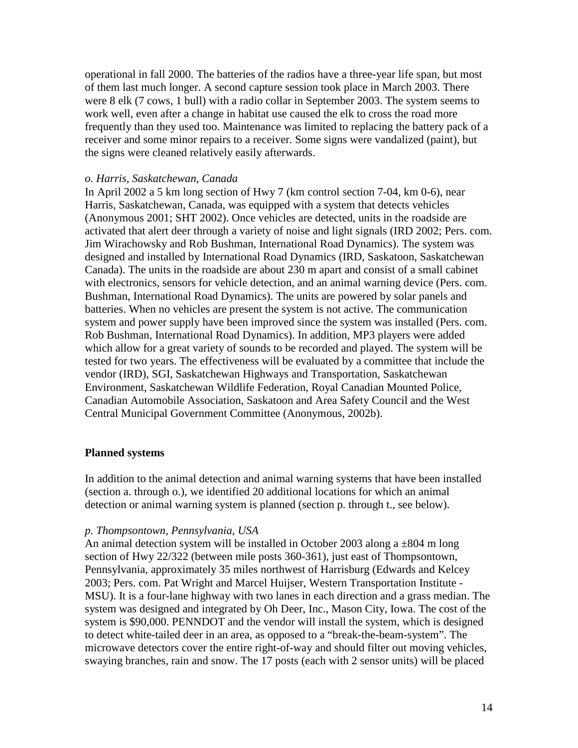operational in fall 2000. The batteries of the radios have a three-year life span, but most of them last much longer. A second capture session took place in March 2003. There were 8 elk (7 cows, 1 bull) with a radio collar in September 2003. The system seems to work well, even after a change in habitat use caused the elk to cross the road more frequently than they used too. Maintenance was limited to replacing the battery pack of a receiver and some minor repairs to a receiver. Some signs were vandalized (paint), but the signs were cleaned relatively easily afterwards.

*o. Harris, Saskatchewan, Canada*

In April 2002 a 5 km long section of Hwy 7 (km control section 7-04, km 0-6), near Harris, Saskatchewan, Canada, was equipped with a system that detects vehicles (Anonymous 2001; SHT 2002). Once vehicles are detected, units in the roadside are activated that alert deer through a variety of noise and light signals (IRD 2002; Pers. com. Jim Wirachowsky and Rob Bushman, International Road Dynamics). The system was designed and installed by International Road Dynamics (IRD, Saskatoon, Saskatchewan Canada). The units in the roadside are about 230 m apart and consist of a small cabinet with electronics, sensors for vehicle detection, and an animal warning device (Pers. com. Bushman, International Road Dynamics). The units are powered by solar panels and batteries. When no vehicles are present the system is not active. The communication system and power supply have been improved since the system was installed (Pers. com. Rob Bushman, International Road Dynamics). In addition, MP3 players were added which allow for a great variety of sounds to be recorded and played. The system will be tested for two years. The effectiveness will be evaluated by a committee that include the vendor (IRD), SGI, Saskatchewan Highways and Transportation, Saskatchewan Environment, Saskatchewan Wildlife Federation, Royal Canadian Mounted Police, Canadian Automobile Association, Saskatoon and Area Safety Council and the West Central Municipal Government Committee (Anonymous, 2002b).

**Planned systems**

In addition to the animal detection and animal warning systems that have been installed (section a. through o.), we identified 20 additional locations for which an animal detection or animal warning system is planned (section p. through t., see below).

*p. Thompsontown, Pennsylvania, USA*

An animal detection system will be installed in October 2003 along a ±804 m long section of Hwy 22/322 (between mile posts 360-361), just east of Thompsontown, Pennsylvania, approximately 35 miles northwest of Harrisburg (Edwards and Kelcey 2003; Pers. com. Pat Wright and Marcel Huijser, Western Transportation Institute - MSU). It is a four-lane highway with two lanes in each direction and a grass median. The system was designed and integrated by Oh Deer, Inc., Mason City, Iowa. The cost of the system is $90,000. PENNDOT and the vendor will install the system, which is designed to detect white-tailed deer in an area, as opposed to a "break-the-beam-system". The microwave detectors cover the entire right-of-way and should filter out moving vehicles, swaying branches, rain and snow. The 17 posts (each with 2 sensor units) will be placed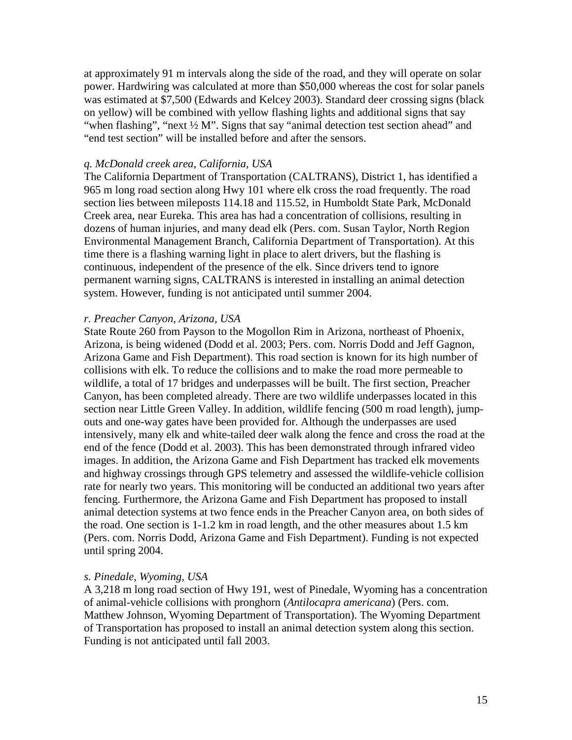at approximately 91 m intervals along the side of the road, and they will operate on solar power. Hardwiring was calculated at more than $50,000 whereas the cost for solar panels was estimated at $7,500 (Edwards and Kelcey 2003). Standard deer crossing signs (black on yellow) will be combined with yellow flashing lights and additional signs that say "when flashing", "next ½ M". Signs that say "animal detection test section ahead" and "end test section" will be installed before and after the sensors.

*q. McDonald creek area, California, USA*

The California Department of Transportation (CALTRANS), District 1, has identified a 965 m long road section along Hwy 101 where elk cross the road frequently. The road section lies between mileposts 114.18 and 115.52, in Humboldt State Park, McDonald Creek area, near Eureka. This area has had a concentration of collisions, resulting in dozens of human injuries, and many dead elk (Pers. com. Susan Taylor, North Region Environmental Management Branch, California Department of Transportation). At this time there is a flashing warning light in place to alert drivers, but the flashing is continuous, independent of the presence of the elk. Since drivers tend to ignore permanent warning signs, CALTRANS is interested in installing an animal detection system. However, funding is not anticipated until summer 2004.

*r. Preacher Canyon, Arizona, USA*

State Route 260 from Payson to the Mogollon Rim in Arizona, northeast of Phoenix, Arizona, is being widened (Dodd et al. 2003; Pers. com. Norris Dodd and Jeff Gagnon, Arizona Game and Fish Department). This road section is known for its high number of collisions with elk. To reduce the collisions and to make the road more permeable to wildlife, a total of 17 bridges and underpasses will be built. The first section, Preacher Canyon, has been completed already. There are two wildlife underpasses located in this section near Little Green Valley. In addition, wildlife fencing (500 m road length), jump-outs and one-way gates have been provided for. Although the underpasses are used intensively, many elk and white-tailed deer walk along the fence and cross the road at the end of the fence (Dodd et al. 2003). This has been demonstrated through infrared video images. In addition, the Arizona Game and Fish Department has tracked elk movements and highway crossings through GPS telemetry and assessed the wildlife-vehicle collision rate for nearly two years. This monitoring will be conducted an additional two years after fencing. Furthermore, the Arizona Game and Fish Department has proposed to install animal detection systems at two fence ends in the Preacher Canyon area, on both sides of the road. One section is 1-1.2 km in road length, and the other measures about 1.5 km (Pers. com. Norris Dodd, Arizona Game and Fish Department). Funding is not expected until spring 2004.

*s. Pinedale, Wyoming, USA*

A 3,218 m long road section of Hwy 191, west of Pinedale, Wyoming has a concentration of animal-vehicle collisions with pronghorn (*Antilocapra americana*) (Pers. com. Matthew Johnson, Wyoming Department of Transportation). The Wyoming Department of Transportation has proposed to install an animal detection system along this section. Funding is not anticipated until fall 2003.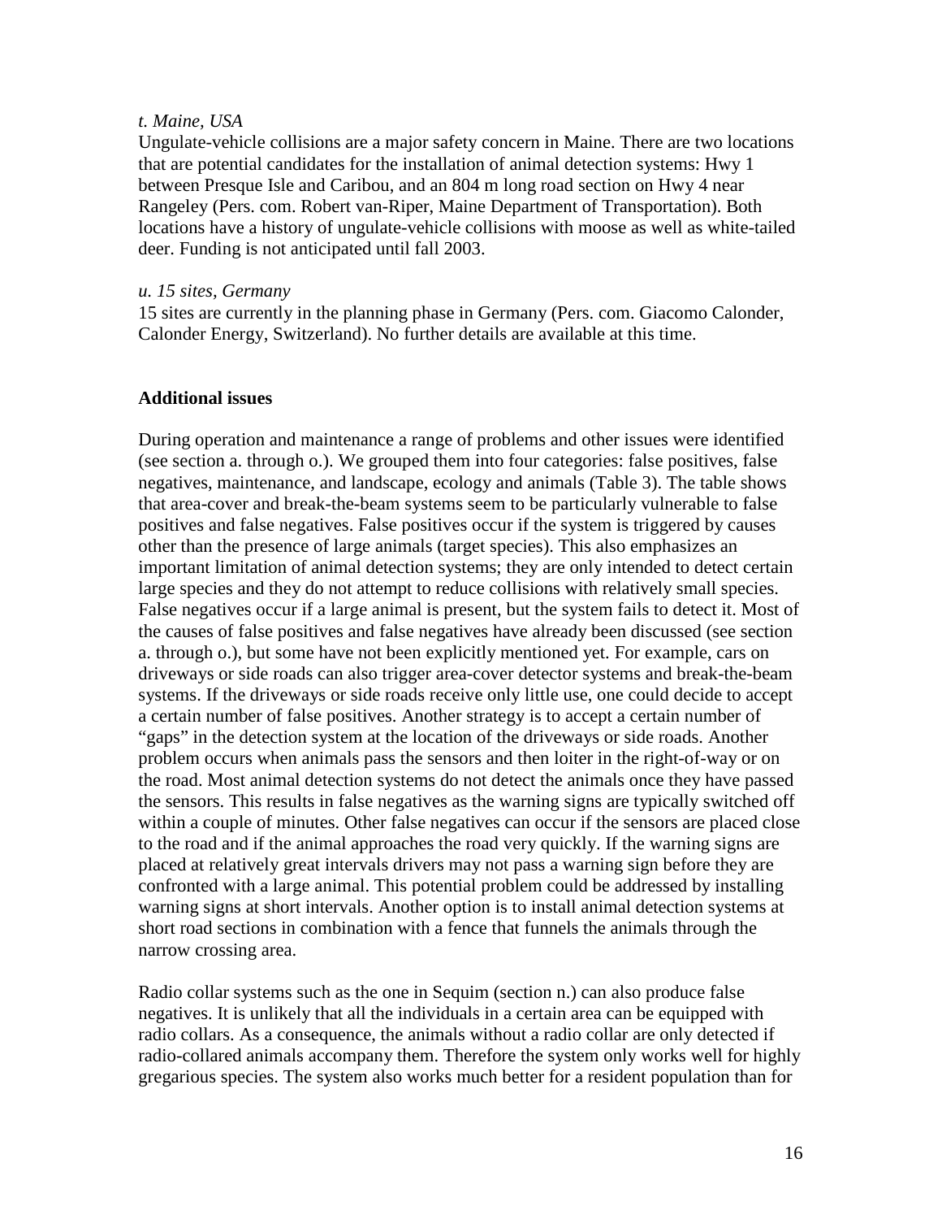*t. Maine, USA*

Ungulate-vehicle collisions are a major safety concern in Maine. There are two locations that are potential candidates for the installation of animal detection systems: Hwy 1 between Presque Isle and Caribou, and an 804 m long road section on Hwy 4 near Rangeley (Pers. com. Robert van-Riper, Maine Department of Transportation). Both locations have a history of ungulate-vehicle collisions with moose as well as white-tailed deer. Funding is not anticipated until fall 2003.

*u. 15 sites, Germany*

15 sites are currently in the planning phase in Germany (Pers. com. Giacomo Calonder, Calonder Energy, Switzerland). No further details are available at this time.

**Additional issues**

During operation and maintenance a range of problems and other issues were identified (see section a. through o.). We grouped them into four categories: false positives, false negatives, maintenance, and landscape, ecology and animals (Table 3). The table shows that area-cover and break-the-beam systems seem to be particularly vulnerable to false positives and false negatives. False positives occur if the system is triggered by causes other than the presence of large animals (target species). This also emphasizes an important limitation of animal detection systems; they are only intended to detect certain large species and they do not attempt to reduce collisions with relatively small species. False negatives occur if a large animal is present, but the system fails to detect it. Most of the causes of false positives and false negatives have already been discussed (see section a. through o.), but some have not been explicitly mentioned yet. For example, cars on driveways or side roads can also trigger area-cover detector systems and break-the-beam systems. If the driveways or side roads receive only little use, one could decide to accept a certain number of false positives. Another strategy is to accept a certain number of "gaps" in the detection system at the location of the driveways or side roads. Another problem occurs when animals pass the sensors and then loiter in the right-of-way or on the road. Most animal detection systems do not detect the animals once they have passed the sensors. This results in false negatives as the warning signs are typically switched off within a couple of minutes. Other false negatives can occur if the sensors are placed close to the road and if the animal approaches the road very quickly. If the warning signs are placed at relatively great intervals drivers may not pass a warning sign before they are confronted with a large animal. This potential problem could be addressed by installing warning signs at short intervals. Another option is to install animal detection systems at short road sections in combination with a fence that funnels the animals through the narrow crossing area.

Radio collar systems such as the one in Sequim (section n.) can also produce false negatives. It is unlikely that all the individuals in a certain area can be equipped with radio collars. As a consequence, the animals without a radio collar are only detected if radio-collared animals accompany them. Therefore the system only works well for highly gregarious species. The system also works much better for a resident population than for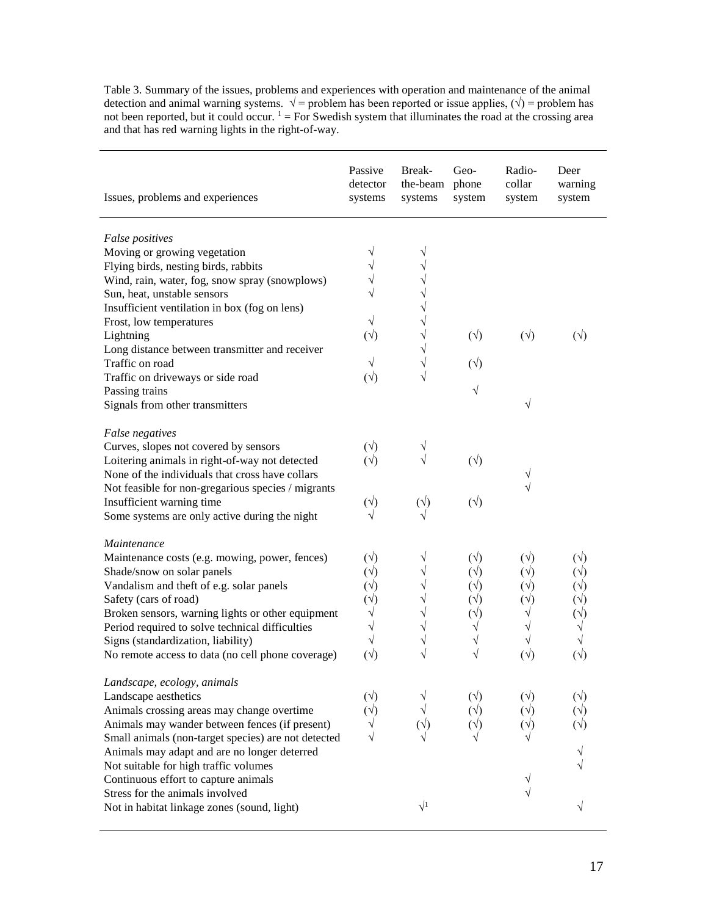Table 3. Summary of the issues, problems and experiences with operation and maintenance of the animal detection and animal warning systems. √ = problem has been reported or issue applies, (√) = problem has not been reported, but it could occur. [1] = For Swedish system that illuminates the road at the crossing area and that has red warning lights in the right-of-way.

| Issues, problems and experiences | Passive detector systems | Break-the-beam systems | Geo-phone system | Radio-collar system | Deer warning system |
|---|---|---|---|---|---|
| *False positives* | | | | | |
| Moving or growing vegetation | √ | √ | | | |
| Flying birds, nesting birds, rabbits | √ | √ | | | |
| Wind, rain, water, fog, snow spray (snowplows) | √ | √ | | | |
| Sun, heat, unstable sensors | √ | √ | | | |
| Insufficient ventilation in box (fog on lens) | | √ | | | |
| Frost, low temperatures | √ | √ | | | |
| Lightning | (√) | √ | (√) | (√) | (√) |
| Long distance between transmitter and receiver | | √ | | | |
| Traffic on road | √ | √ | (√) | | |
| Traffic on driveways or side road | (√) | √ | | | |
| Passing trains | | | √ | | |
| Signals from other transmitters | | | | √ | |
| *False negatives* | | | | | |
| Curves, slopes not covered by sensors | (√) | √ | | | |
| Loitering animals in right-of-way not detected | (√) | √ | (√) | | |
| None of the individuals that cross have collars | | | | √ | |
| Not feasible for non-gregarious species / migrants | | | | √ | |
| Insufficient warning time | (√) | (√) | (√) | | |
| Some systems are only active during the night | √ | √ | | | |
| *Maintenance* | | | | | |
| Maintenance costs (e.g. mowing, power, fences) | (√) | √ | (√) | (√) | (√) |
| Shade/snow on solar panels | (√) | √ | (√) | (√) | (√) |
| Vandalism and theft of e.g. solar panels | (√) | √ | (√) | (√) | (√) |
| Safety (cars of road) | (√) | √ | (√) | (√) | (√) |
| Broken sensors, warning lights or other equipment | √ | √ | (√) | √ | (√) |
| Period required to solve technical difficulties | √ | √ | √ | √ | √ |
| Signs (standardization, liability) | √ | √ | √ | √ | √ |
| No remote access to data (no cell phone coverage) | (√) | √ | √ | (√) | (√) |
| *Landscape, ecology, animals* | | | | | |
| Landscape aesthetics | (√) | √ | (√) | (√) | (√) |
| Animals crossing areas may change overtime | (√) | √ | (√) | (√) | (√) |
| Animals may wander between fences (if present) | √ | (√) | (√) | (√) | (√) |
| Small animals (non-target species) are not detected | √ | √ | √ | √ | |
| Animals may adapt and are no longer deterred | | | | | √ |
| Not suitable for high traffic volumes | | | | | √ |
| Continuous effort to capture animals | | | | √ | |
| Stress for the animals involved | | | | √ | |
| Not in habitat linkage zones (sound, light) | | √[1] | | | √ |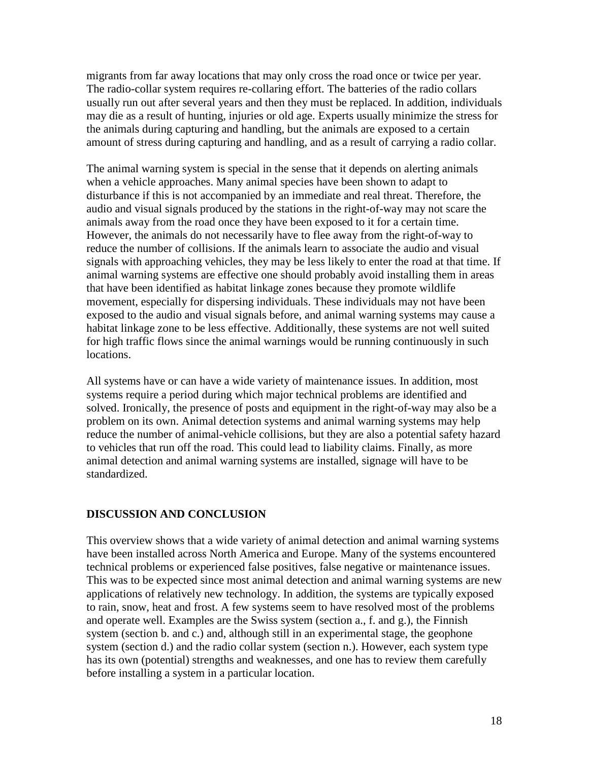migrants from far away locations that may only cross the road once or twice per year. The radio-collar system requires re-collaring effort. The batteries of the radio collars usually run out after several years and then they must be replaced. In addition, individuals may die as a result of hunting, injuries or old age. Experts usually minimize the stress for the animals during capturing and handling, but the animals are exposed to a certain amount of stress during capturing and handling, and as a result of carrying a radio collar.

The animal warning system is special in the sense that it depends on alerting animals when a vehicle approaches. Many animal species have been shown to adapt to disturbance if this is not accompanied by an immediate and real threat. Therefore, the audio and visual signals produced by the stations in the right-of-way may not scare the animals away from the road once they have been exposed to it for a certain time. However, the animals do not necessarily have to flee away from the right-of-way to reduce the number of collisions. If the animals learn to associate the audio and visual signals with approaching vehicles, they may be less likely to enter the road at that time. If animal warning systems are effective one should probably avoid installing them in areas that have been identified as habitat linkage zones because they promote wildlife movement, especially for dispersing individuals. These individuals may not have been exposed to the audio and visual signals before, and animal warning systems may cause a habitat linkage zone to be less effective. Additionally, these systems are not well suited for high traffic flows since the animal warnings would be running continuously in such locations.

All systems have or can have a wide variety of maintenance issues. In addition, most systems require a period during which major technical problems are identified and solved. Ironically, the presence of posts and equipment in the right-of-way may also be a problem on its own. Animal detection systems and animal warning systems may help reduce the number of animal-vehicle collisions, but they are also a potential safety hazard to vehicles that run off the road. This could lead to liability claims. Finally, as more animal detection and animal warning systems are installed, signage will have to be standardized.

## DISCUSSION AND CONCLUSION

This overview shows that a wide variety of animal detection and animal warning systems have been installed across North America and Europe. Many of the systems encountered technical problems or experienced false positives, false negative or maintenance issues. This was to be expected since most animal detection and animal warning systems are new applications of relatively new technology. In addition, the systems are typically exposed to rain, snow, heat and frost. A few systems seem to have resolved most of the problems and operate well. Examples are the Swiss system (section a., f. and g.), the Finnish system (section b. and c.) and, although still in an experimental stage, the geophone system (section d.) and the radio collar system (section n.). However, each system type has its own (potential) strengths and weaknesses, and one has to review them carefully before installing a system in a particular location.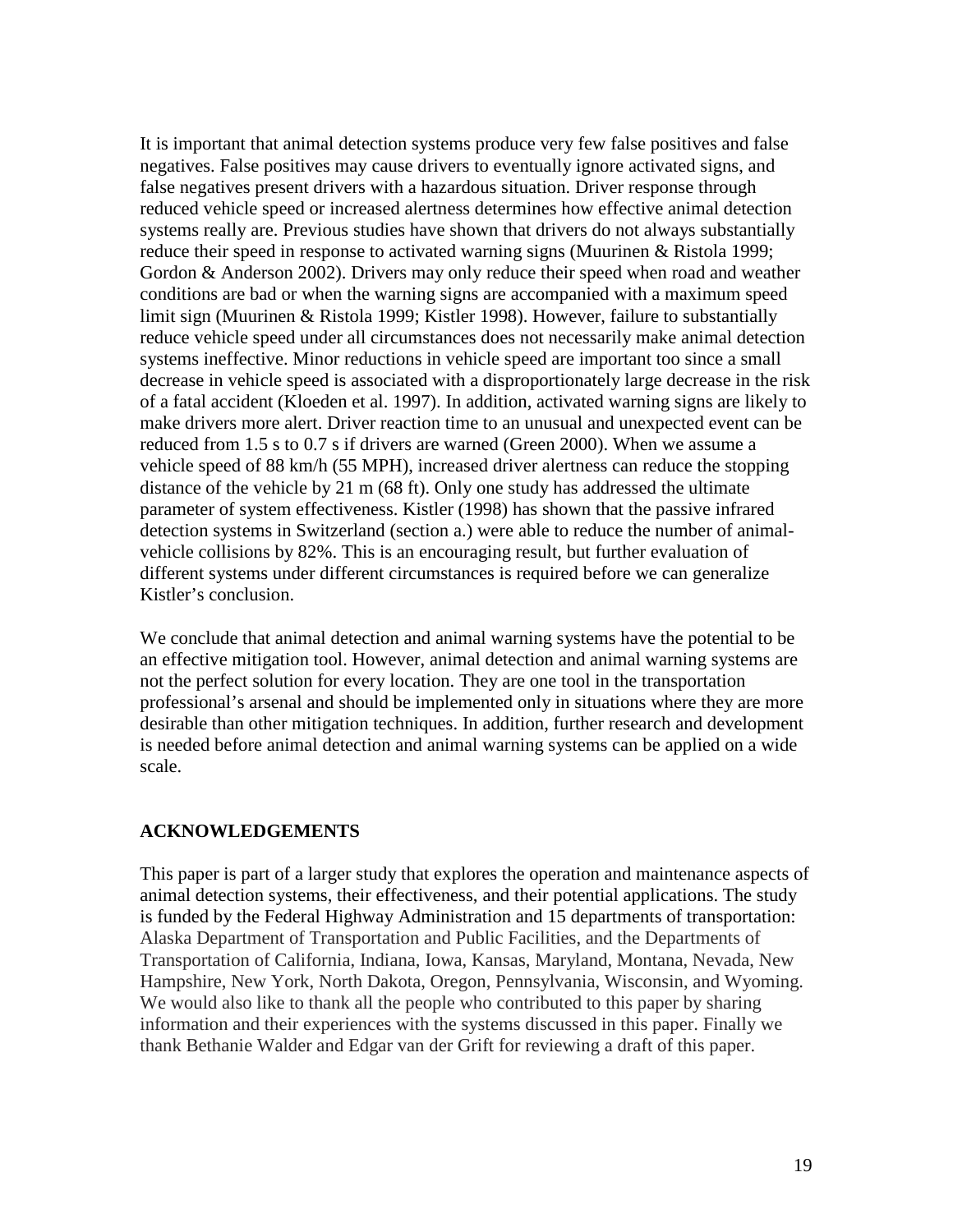It is important that animal detection systems produce very few false positives and false negatives. False positives may cause drivers to eventually ignore activated signs, and false negatives present drivers with a hazardous situation. Driver response through reduced vehicle speed or increased alertness determines how effective animal detection systems really are. Previous studies have shown that drivers do not always substantially reduce their speed in response to activated warning signs (Muurinen & Ristola 1999; Gordon & Anderson 2002). Drivers may only reduce their speed when road and weather conditions are bad or when the warning signs are accompanied with a maximum speed limit sign (Muurinen & Ristola 1999; Kistler 1998). However, failure to substantially reduce vehicle speed under all circumstances does not necessarily make animal detection systems ineffective. Minor reductions in vehicle speed are important too since a small decrease in vehicle speed is associated with a disproportionately large decrease in the risk of a fatal accident (Kloeden et al. 1997). In addition, activated warning signs are likely to make drivers more alert. Driver reaction time to an unusual and unexpected event can be reduced from 1.5 s to 0.7 s if drivers are warned (Green 2000). When we assume a vehicle speed of 88 km/h (55 MPH), increased driver alertness can reduce the stopping distance of the vehicle by 21 m (68 ft). Only one study has addressed the ultimate parameter of system effectiveness. Kistler (1998) has shown that the passive infrared detection systems in Switzerland (section a.) were able to reduce the number of animal-vehicle collisions by 82%. This is an encouraging result, but further evaluation of different systems under different circumstances is required before we can generalize Kistler's conclusion.

We conclude that animal detection and animal warning systems have the potential to be an effective mitigation tool. However, animal detection and animal warning systems are not the perfect solution for every location. They are one tool in the transportation professional's arsenal and should be implemented only in situations where they are more desirable than other mitigation techniques. In addition, further research and development is needed before animal detection and animal warning systems can be applied on a wide scale.

## ACKNOWLEDGEMENTS

This paper is part of a larger study that explores the operation and maintenance aspects of animal detection systems, their effectiveness, and their potential applications. The study is funded by the Federal Highway Administration and 15 departments of transportation: Alaska Department of Transportation and Public Facilities, and the Departments of Transportation of California, Indiana, Iowa, Kansas, Maryland, Montana, Nevada, New Hampshire, New York, North Dakota, Oregon, Pennsylvania, Wisconsin, and Wyoming. We would also like to thank all the people who contributed to this paper by sharing information and their experiences with the systems discussed in this paper. Finally we thank Bethanie Walder and Edgar van der Grift for reviewing a draft of this paper.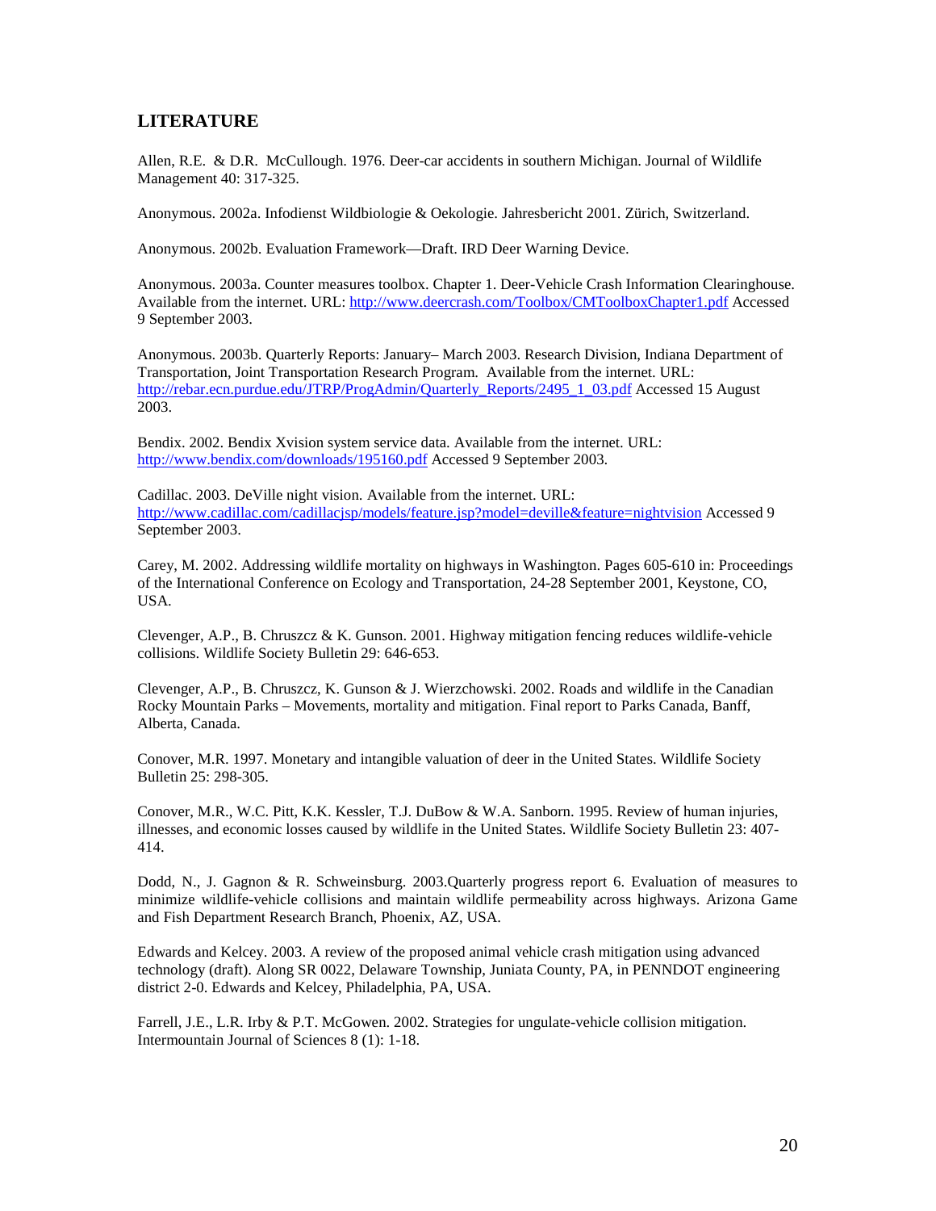## LITERATURE

Allen, R.E. & D.R. McCullough. 1976. Deer-car accidents in southern Michigan. Journal of Wildlife Management 40: 317-325.

Anonymous. 2002a. Infodienst Wildbiologie & Oekologie. Jahresbericht 2001. Zürich, Switzerland.

Anonymous. 2002b. Evaluation Framework—Draft. IRD Deer Warning Device.

Anonymous. 2003a. Counter measures toolbox. Chapter 1. Deer-Vehicle Crash Information Clearinghouse. Available from the internet. URL: http://www.deercrash.com/Toolbox/CMToolboxChapter1.pdf Accessed 9 September 2003.

Anonymous. 2003b. Quarterly Reports: January– March 2003. Research Division, Indiana Department of Transportation, Joint Transportation Research Program. Available from the internet. URL: http://rebar.ecn.purdue.edu/JTRP/ProgAdmin/Quarterly_Reports/2495_1_03.pdf Accessed 15 August 2003.

Bendix. 2002. Bendix Xvision system service data. Available from the internet. URL: http://www.bendix.com/downloads/195160.pdf Accessed 9 September 2003.

Cadillac. 2003. DeVille night vision. Available from the internet. URL: http://www.cadillac.com/cadillacjsp/models/feature.jsp?model=deville&feature=nightvision Accessed 9 September 2003.

Carey, M. 2002. Addressing wildlife mortality on highways in Washington. Pages 605-610 in: Proceedings of the International Conference on Ecology and Transportation, 24-28 September 2001, Keystone, CO, USA.

Clevenger, A.P., B. Chruszcz & K. Gunson. 2001. Highway mitigation fencing reduces wildlife-vehicle collisions. Wildlife Society Bulletin 29: 646-653.

Clevenger, A.P., B. Chruszcz, K. Gunson & J. Wierzchowski. 2002. Roads and wildlife in the Canadian Rocky Mountain Parks – Movements, mortality and mitigation. Final report to Parks Canada, Banff, Alberta, Canada.

Conover, M.R. 1997. Monetary and intangible valuation of deer in the United States. Wildlife Society Bulletin 25: 298-305.

Conover, M.R., W.C. Pitt, K.K. Kessler, T.J. DuBow & W.A. Sanborn. 1995. Review of human injuries, illnesses, and economic losses caused by wildlife in the United States. Wildlife Society Bulletin 23: 407-414.

Dodd, N., J. Gagnon & R. Schweinsburg. 2003.Quarterly progress report 6. Evaluation of measures to minimize wildlife-vehicle collisions and maintain wildlife permeability across highways. Arizona Game and Fish Department Research Branch, Phoenix, AZ, USA.

Edwards and Kelcey. 2003. A review of the proposed animal vehicle crash mitigation using advanced technology (draft). Along SR 0022, Delaware Township, Juniata County, PA, in PENNDOT engineering district 2-0. Edwards and Kelcey, Philadelphia, PA, USA.

Farrell, J.E., L.R. Irby & P.T. McGowen. 2002. Strategies for ungulate-vehicle collision mitigation. Intermountain Journal of Sciences 8 (1): 1-18.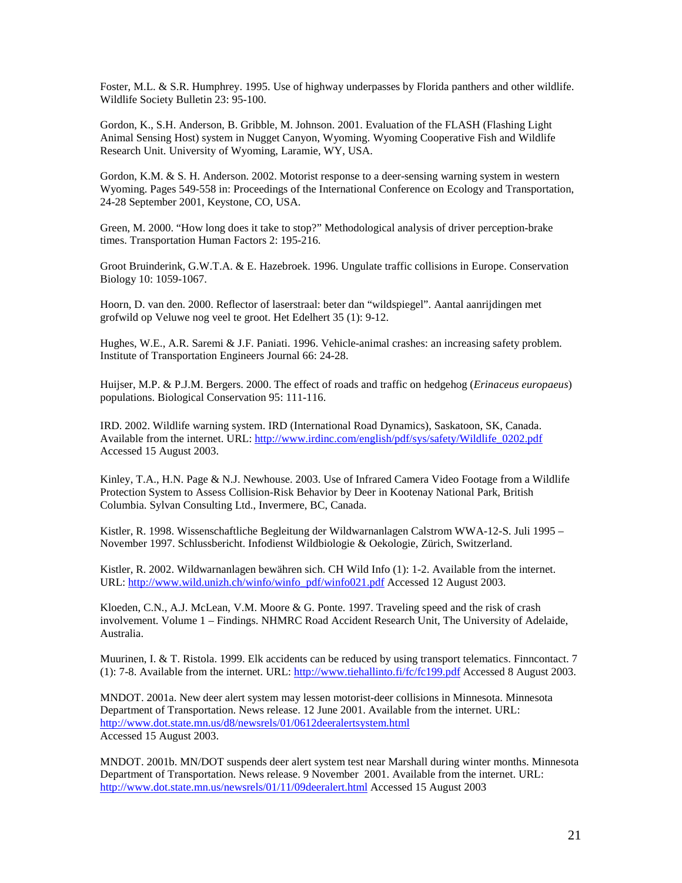Foster, M.L. & S.R. Humphrey. 1995. Use of highway underpasses by Florida panthers and other wildlife. Wildlife Society Bulletin 23: 95-100.

Gordon, K., S.H. Anderson, B. Gribble, M. Johnson. 2001. Evaluation of the FLASH (Flashing Light Animal Sensing Host) system in Nugget Canyon, Wyoming. Wyoming Cooperative Fish and Wildlife Research Unit. University of Wyoming, Laramie, WY, USA.

Gordon, K.M. & S. H. Anderson. 2002. Motorist response to a deer-sensing warning system in western Wyoming. Pages 549-558 in: Proceedings of the International Conference on Ecology and Transportation, 24-28 September 2001, Keystone, CO, USA.

Green, M. 2000. "How long does it take to stop?" Methodological analysis of driver perception-brake times. Transportation Human Factors 2: 195-216.

Groot Bruinderink, G.W.T.A. & E. Hazebroek. 1996. Ungulate traffic collisions in Europe. Conservation Biology 10: 1059-1067.

Hoorn, D. van den. 2000. Reflector of laserstraal: beter dan "wildspiegel". Aantal aanrijdingen met grofwild op Veluwe nog veel te groot. Het Edelhert 35 (1): 9-12.

Hughes, W.E., A.R. Saremi & J.F. Paniati. 1996. Vehicle-animal crashes: an increasing safety problem. Institute of Transportation Engineers Journal 66: 24-28.

Huijser, M.P. & P.J.M. Bergers. 2000. The effect of roads and traffic on hedgehog (*Erinaceus europaeus*) populations. Biological Conservation 95: 111-116.

IRD. 2002. Wildlife warning system. IRD (International Road Dynamics), Saskatoon, SK, Canada. Available from the internet. URL: http://www.irdinc.com/english/pdf/sys/safety/Wildlife_0202.pdf Accessed 15 August 2003.

Kinley, T.A., H.N. Page & N.J. Newhouse. 2003. Use of Infrared Camera Video Footage from a Wildlife Protection System to Assess Collision-Risk Behavior by Deer in Kootenay National Park, British Columbia. Sylvan Consulting Ltd., Invermere, BC, Canada.

Kistler, R. 1998. Wissenschaftliche Begleitung der Wildwarnanlagen Calstrom WWA-12-S. Juli 1995 – November 1997. Schlussbericht. Infodienst Wildbiologie & Oekologie, Zürich, Switzerland.

Kistler, R. 2002. Wildwarnanlagen bewähren sich. CH Wild Info (1): 1-2. Available from the internet. URL: http://www.wild.unizh.ch/winfo/winfo_pdf/winfo021.pdf Accessed 12 August 2003.

Kloeden, C.N., A.J. McLean, V.M. Moore & G. Ponte. 1997. Traveling speed and the risk of crash involvement. Volume 1 – Findings. NHMRC Road Accident Research Unit, The University of Adelaide, Australia.

Muurinen, I. & T. Ristola. 1999. Elk accidents can be reduced by using transport telematics. Finncontact. 7 (1): 7-8. Available from the internet. URL: http://www.tiehallinto.fi/fc/fc199.pdf Accessed 8 August 2003.

MNDOT. 2001a. New deer alert system may lessen motorist-deer collisions in Minnesota. Minnesota Department of Transportation. News release. 12 June 2001. Available from the internet. URL: http://www.dot.state.mn.us/d8/newsrels/01/0612deeralertsystem.html Accessed 15 August 2003.

MNDOT. 2001b. MN/DOT suspends deer alert system test near Marshall during winter months. Minnesota Department of Transportation. News release. 9 November 2001. Available from the internet. URL: http://www.dot.state.mn.us/newsrels/01/11/09deeralert.html Accessed 15 August 2003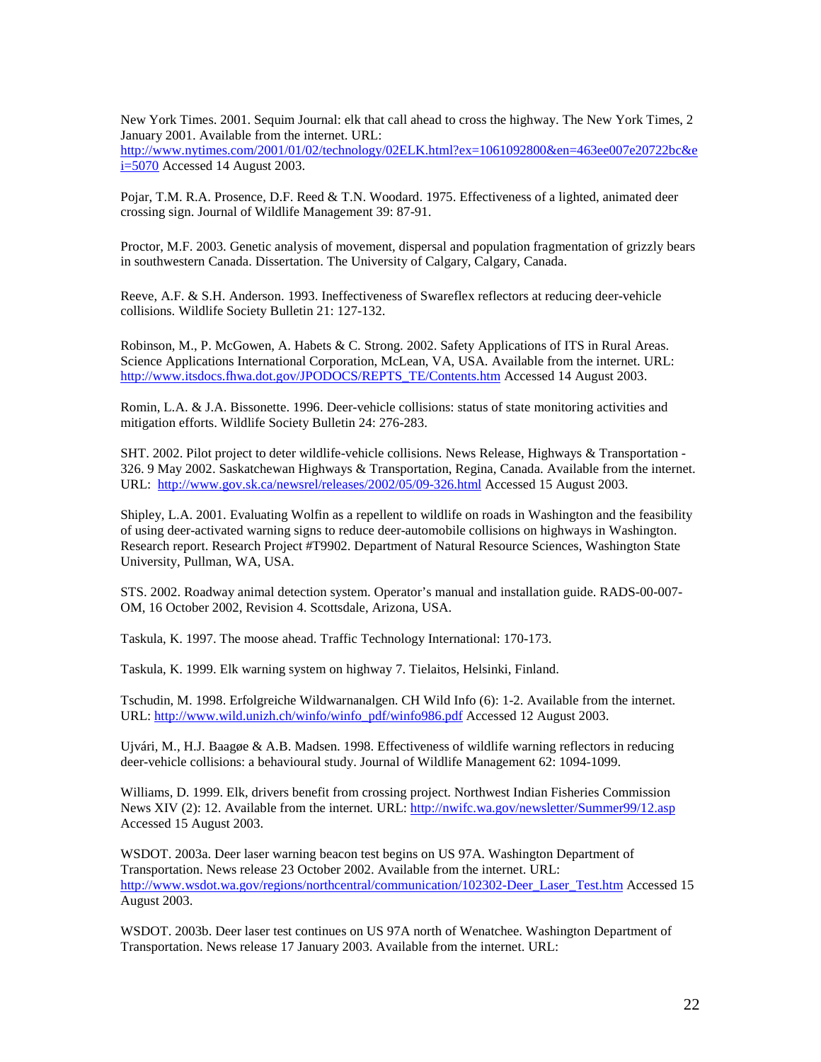New York Times. 2001. Sequim Journal: elk that call ahead to cross the highway. The New York Times, 2 January 2001. Available from the internet. URL: http://www.nytimes.com/2001/01/02/technology/02ELK.html?ex=1061092800&en=463ee007e20722bc&ei=5070 Accessed 14 August 2003.

Pojar, T.M. R.A. Prosence, D.F. Reed & T.N. Woodard. 1975. Effectiveness of a lighted, animated deer crossing sign. Journal of Wildlife Management 39: 87-91.

Proctor, M.F. 2003. Genetic analysis of movement, dispersal and population fragmentation of grizzly bears in southwestern Canada. Dissertation. The University of Calgary, Calgary, Canada.

Reeve, A.F. & S.H. Anderson. 1993. Ineffectiveness of Swareflex reflectors at reducing deer-vehicle collisions. Wildlife Society Bulletin 21: 127-132.

Robinson, M., P. McGowen, A. Habets & C. Strong. 2002. Safety Applications of ITS in Rural Areas. Science Applications International Corporation, McLean, VA, USA. Available from the internet. URL: http://www.itsdocs.fhwa.dot.gov/JPODOCS/REPTS_TE/Contents.htm Accessed 14 August 2003.

Romin, L.A. & J.A. Bissonette. 1996. Deer-vehicle collisions: status of state monitoring activities and mitigation efforts. Wildlife Society Bulletin 24: 276-283.

SHT. 2002. Pilot project to deter wildlife-vehicle collisions. News Release, Highways & Transportation - 326. 9 May 2002. Saskatchewan Highways & Transportation, Regina, Canada. Available from the internet. URL: http://www.gov.sk.ca/newsrel/releases/2002/05/09-326.html Accessed 15 August 2003.

Shipley, L.A. 2001. Evaluating Wolfin as a repellent to wildlife on roads in Washington and the feasibility of using deer-activated warning signs to reduce deer-automobile collisions on highways in Washington. Research report. Research Project #T9902. Department of Natural Resource Sciences, Washington State University, Pullman, WA, USA.

STS. 2002. Roadway animal detection system. Operator's manual and installation guide. RADS-00-007-OM, 16 October 2002, Revision 4. Scottsdale, Arizona, USA.

Taskula, K. 1997. The moose ahead. Traffic Technology International: 170-173.

Taskula, K. 1999. Elk warning system on highway 7. Tielaitos, Helsinki, Finland.

Tschudin, M. 1998. Erfolgreiche Wildwarnanalgen. CH Wild Info (6): 1-2. Available from the internet. URL: http://www.wild.unizh.ch/winfo/winfo_pdf/winfo986.pdf Accessed 12 August 2003.

Ujvári, M., H.J. Baagøe & A.B. Madsen. 1998. Effectiveness of wildlife warning reflectors in reducing deer-vehicle collisions: a behavioural study. Journal of Wildlife Management 62: 1094-1099.

Williams, D. 1999. Elk, drivers benefit from crossing project. Northwest Indian Fisheries Commission News XIV (2): 12. Available from the internet. URL: http://nwifc.wa.gov/newsletter/Summer99/12.asp Accessed 15 August 2003.

WSDOT. 2003a. Deer laser warning beacon test begins on US 97A. Washington Department of Transportation. News release 23 October 2002. Available from the internet. URL: http://www.wsdot.wa.gov/regions/northcentral/communication/102302-Deer_Laser_Test.htm Accessed 15 August 2003.

WSDOT. 2003b. Deer laser test continues on US 97A north of Wenatchee. Washington Department of Transportation. News release 17 January 2003. Available from the internet. URL: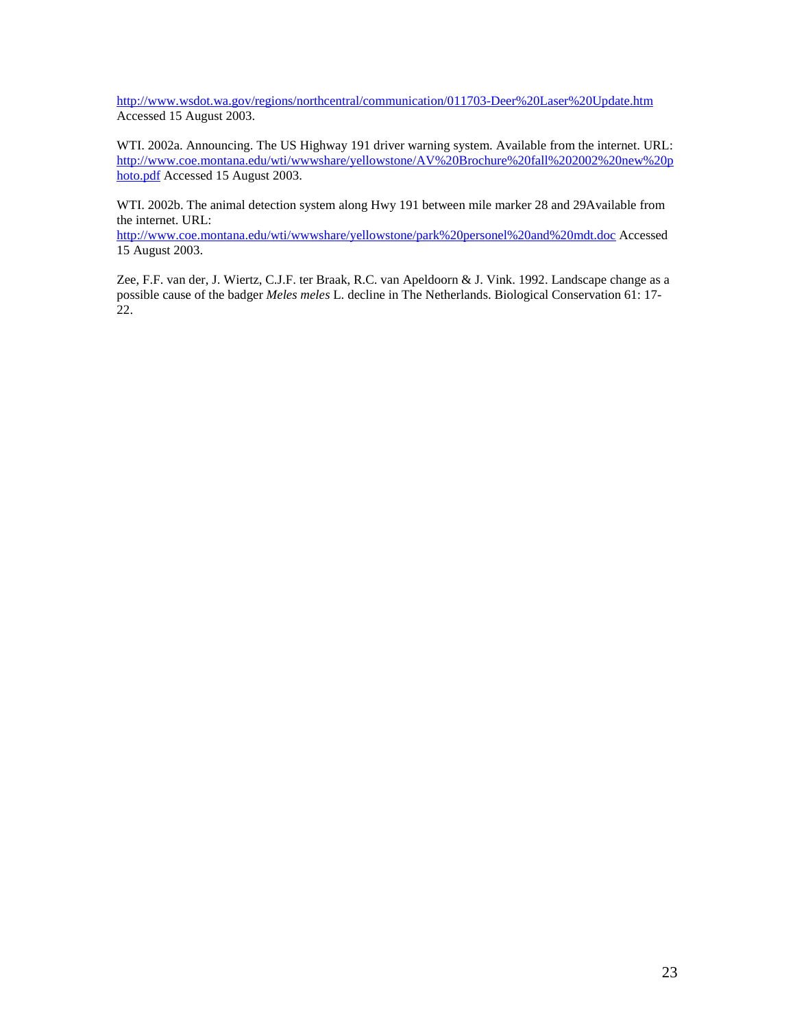http://www.wsdot.wa.gov/regions/northcentral/communication/011703-Deer%20Laser%20Update.htm Accessed 15 August 2003.

WTI. 2002a. Announcing. The US Highway 191 driver warning system. Available from the internet. URL: http://www.coe.montana.edu/wti/wwwshare/yellowstone/AV%20Brochure%20fall%202002%20new%20photo.pdf Accessed 15 August 2003.

WTI. 2002b. The animal detection system along Hwy 191 between mile marker 28 and 29Available from the internet. URL: http://www.coe.montana.edu/wti/wwwshare/yellowstone/park%20personel%20and%20mdt.doc Accessed 15 August 2003.

Zee, F.F. van der, J. Wiertz, C.J.F. ter Braak, R.C. van Apeldoorn & J. Vink. 1992. Landscape change as a possible cause of the badger *Meles meles* L. decline in The Netherlands. Biological Conservation 61: 17-22.